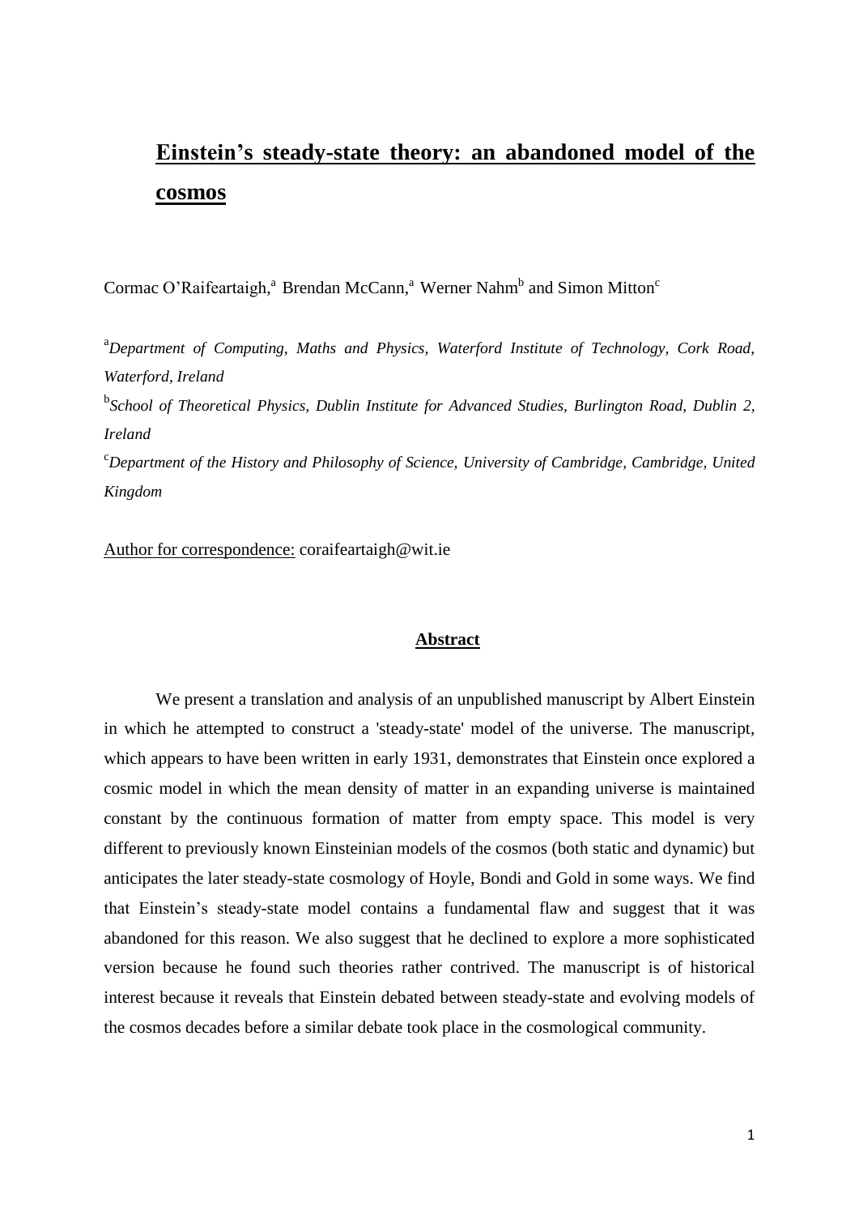# Einstein's steady-state theory: an abandoned model of the cosmos

Cormac O'Raifeartaigh,[a] Brendan McCann,[a] Werner Nahm[b] and Simon Mitton[c]

[a]*Department of Computing, Maths and Physics, Waterford Institute of Technology, Cork Road, Waterford, Ireland*

[b]*School of Theoretical Physics, Dublin Institute for Advanced Studies, Burlington Road, Dublin 2, Ireland*

[c]*Department of the History and Philosophy of Science, University of Cambridge, Cambridge, United Kingdom*

Author for correspondence: coraifeartaigh@wit.ie

## Abstract

We present a translation and analysis of an unpublished manuscript by Albert Einstein in which he attempted to construct a 'steady-state' model of the universe. The manuscript, which appears to have been written in early 1931, demonstrates that Einstein once explored a cosmic model in which the mean density of matter in an expanding universe is maintained constant by the continuous formation of matter from empty space. This model is very different to previously known Einsteinian models of the cosmos (both static and dynamic) but anticipates the later steady-state cosmology of Hoyle, Bondi and Gold in some ways. We find that Einstein's steady-state model contains a fundamental flaw and suggest that it was abandoned for this reason. We also suggest that he declined to explore a more sophisticated version because he found such theories rather contrived. The manuscript is of historical interest because it reveals that Einstein debated between steady-state and evolving models of the cosmos decades before a similar debate took place in the cosmological community.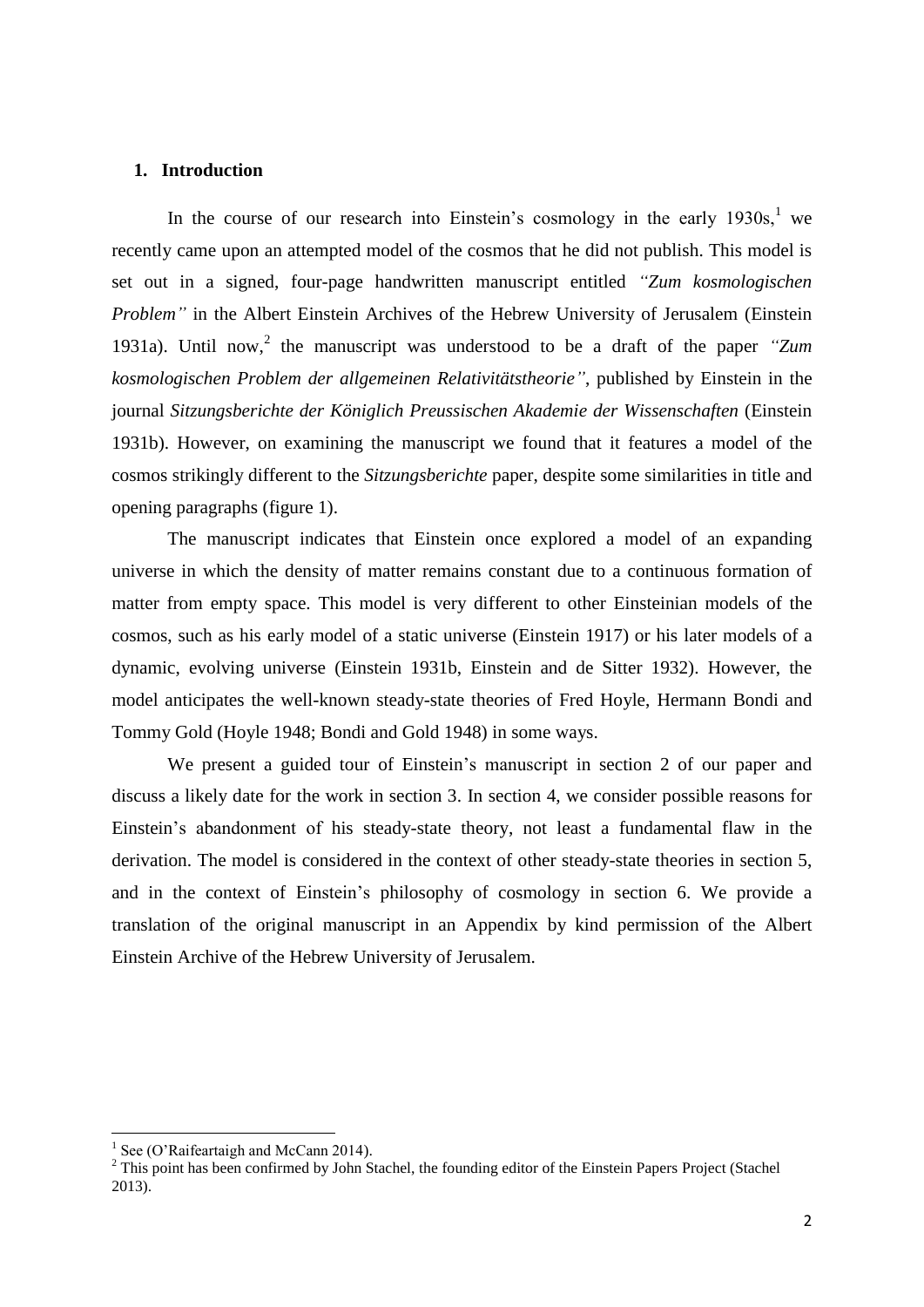## 1. Introduction

In the course of our research into Einstein's cosmology in the early 1930s,[1] we recently came upon an attempted model of the cosmos that he did not publish. This model is set out in a signed, four-page handwritten manuscript entitled *"Zum kosmologischen Problem"* in the Albert Einstein Archives of the Hebrew University of Jerusalem (Einstein 1931a). Until now,[2] the manuscript was understood to be a draft of the paper *"Zum kosmologischen Problem der allgemeinen Relativitätstheorie"*, published by Einstein in the journal *Sitzungsberichte der Königlich Preussischen Akademie der Wissenschaften* (Einstein 1931b). However, on examining the manuscript we found that it features a model of the cosmos strikingly different to the *Sitzungsberichte* paper, despite some similarities in title and opening paragraphs (figure 1).

The manuscript indicates that Einstein once explored a model of an expanding universe in which the density of matter remains constant due to a continuous formation of matter from empty space. This model is very different to other Einsteinian models of the cosmos, such as his early model of a static universe (Einstein 1917) or his later models of a dynamic, evolving universe (Einstein 1931b, Einstein and de Sitter 1932). However, the model anticipates the well-known steady-state theories of Fred Hoyle, Hermann Bondi and Tommy Gold (Hoyle 1948; Bondi and Gold 1948) in some ways.

We present a guided tour of Einstein's manuscript in section 2 of our paper and discuss a likely date for the work in section 3. In section 4, we consider possible reasons for Einstein's abandonment of his steady-state theory, not least a fundamental flaw in the derivation. The model is considered in the context of other steady-state theories in section 5, and in the context of Einstein's philosophy of cosmology in section 6. We provide a translation of the original manuscript in an Appendix by kind permission of the Albert Einstein Archive of the Hebrew University of Jerusalem.

---

[1] See (O'Raifeartaigh and McCann 2014).

[2] This point has been confirmed by John Stachel, the founding editor of the Einstein Papers Project (Stachel 2013).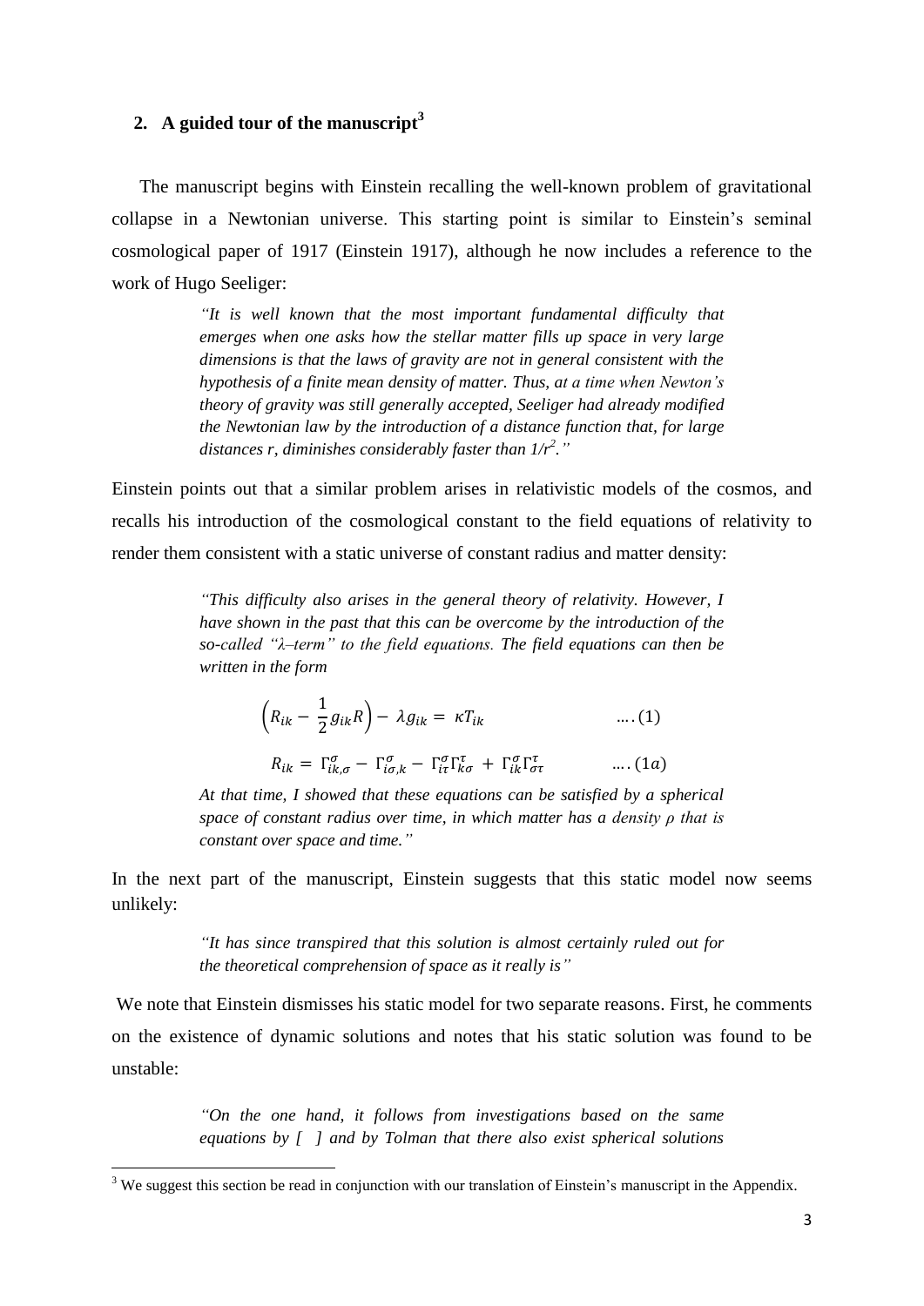## 2. A guided tour of the manuscript[3]

The manuscript begins with Einstein recalling the well-known problem of gravitational collapse in a Newtonian universe. This starting point is similar to Einstein's seminal cosmological paper of 1917 (Einstein 1917), although he now includes a reference to the work of Hugo Seeliger:

> *"It is well known that the most important fundamental difficulty that emerges when one asks how the stellar matter fills up space in very large dimensions is that the laws of gravity are not in general consistent with the hypothesis of a finite mean density of matter. Thus, at a time when Newton's theory of gravity was still generally accepted, Seeliger had already modified the Newtonian law by the introduction of a distance function that, for large distances r, diminishes considerably faster than $1/r^2$."*

Einstein points out that a similar problem arises in relativistic models of the cosmos, and recalls his introduction of the cosmological constant to the field equations of relativity to render them consistent with a static universe of constant radius and matter density:

> *"This difficulty also arises in the general theory of relativity. However, I have shown in the past that this can be overcome by the introduction of the so-called "λ–term" to the field equations. The field equations can then be written in the form*
>
> $$\left(R_{ik} - \frac{1}{2}g_{ik}R\right) - \lambda g_{ik} = \kappa T_{ik} \qquad \ldots.(1)$$
>
> $$R_{ik} = \Gamma^{\sigma}_{ik,\sigma} - \Gamma^{\sigma}_{i\sigma,k} - \Gamma^{\sigma}_{i\tau}\Gamma^{\tau}_{k\sigma} + \Gamma^{\sigma}_{ik}\Gamma^{\tau}_{\sigma\tau} \qquad \ldots.(1a)$$
>
> *At that time, I showed that these equations can be satisfied by a spherical space of constant radius over time, in which matter has a density ρ that is constant over space and time."*

In the next part of the manuscript, Einstein suggests that this static model now seems unlikely:

> *"It has since transpired that this solution is almost certainly ruled out for the theoretical comprehension of space as it really is"*

We note that Einstein dismisses his static model for two separate reasons. First, he comments on the existence of dynamic solutions and notes that his static solution was found to be unstable:

> *"On the one hand, it follows from investigations based on the same equations by [ ] and by Tolman that there also exist spherical solutions*

[3] We suggest this section be read in conjunction with our translation of Einstein's manuscript in the Appendix.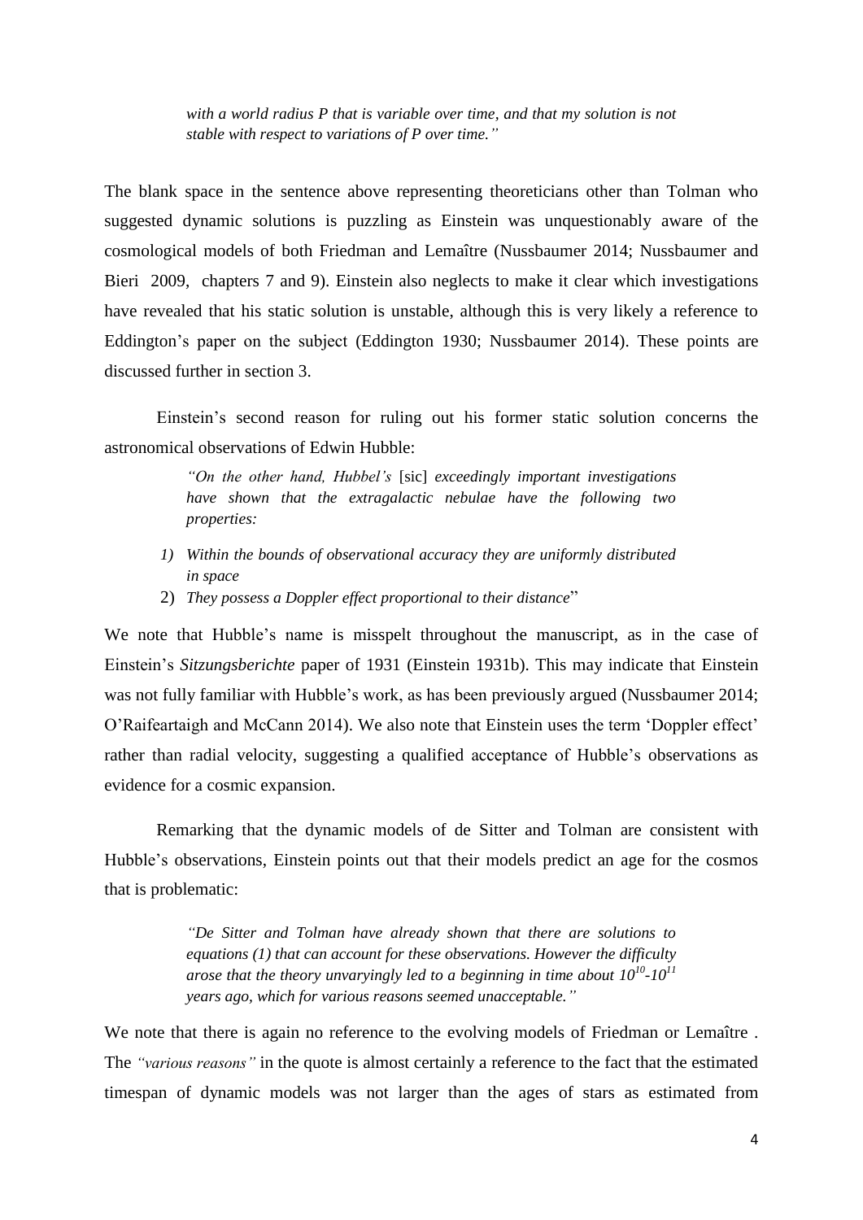> *with a world radius P that is variable over time, and that my solution is not stable with respect to variations of P over time."*

The blank space in the sentence above representing theoreticians other than Tolman who suggested dynamic solutions is puzzling as Einstein was unquestionably aware of the cosmological models of both Friedman and Lemaître (Nussbaumer 2014; Nussbaumer and Bieri 2009, chapters 7 and 9). Einstein also neglects to make it clear which investigations have revealed that his static solution is unstable, although this is very likely a reference to Eddington's paper on the subject (Eddington 1930; Nussbaumer 2014). These points are discussed further in section 3.

Einstein's second reason for ruling out his former static solution concerns the astronomical observations of Edwin Hubble:

> *"On the other hand, Hubbel's* [sic] *exceedingly important investigations have shown that the extragalactic nebulae have the following two properties:*
>
> 1) *Within the bounds of observational accuracy they are uniformly distributed in space*
> 2) *They possess a Doppler effect proportional to their distance*"

We note that Hubble's name is misspelt throughout the manuscript, as in the case of Einstein's *Sitzungsberichte* paper of 1931 (Einstein 1931b). This may indicate that Einstein was not fully familiar with Hubble's work, as has been previously argued (Nussbaumer 2014; O'Raifeartaigh and McCann 2014). We also note that Einstein uses the term 'Doppler effect' rather than radial velocity, suggesting a qualified acceptance of Hubble's observations as evidence for a cosmic expansion.

Remarking that the dynamic models of de Sitter and Tolman are consistent with Hubble's observations, Einstein points out that their models predict an age for the cosmos that is problematic:

> *"De Sitter and Tolman have already shown that there are solutions to equations (1) that can account for these observations. However the difficulty arose that the theory unvaryingly led to a beginning in time about $10^{10}$-$10^{11}$ years ago, which for various reasons seemed unacceptable."*

We note that there is again no reference to the evolving models of Friedman or Lemaître . The *"various reasons"* in the quote is almost certainly a reference to the fact that the estimated timespan of dynamic models was not larger than the ages of stars as estimated from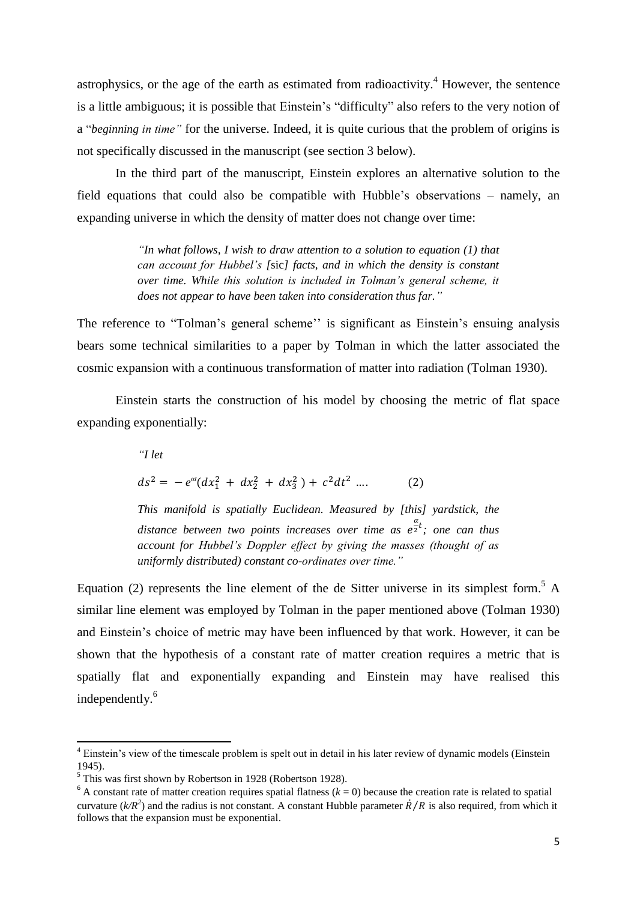astrophysics, or the age of the earth as estimated from radioactivity.[4] However, the sentence is a little ambiguous; it is possible that Einstein's "difficulty" also refers to the very notion of a "*beginning in time"* for the universe. Indeed, it is quite curious that the problem of origins is not specifically discussed in the manuscript (see section 3 below).

In the third part of the manuscript, Einstein explores an alternative solution to the field equations that could also be compatible with Hubble's observations – namely, an expanding universe in which the density of matter does not change over time:

> *"In what follows, I wish to draw attention to a solution to equation (1) that can account for Hubbel's [*sic*] facts, and in which the density is constant over time. While this solution is included in Tolman's general scheme, it does not appear to have been taken into consideration thus far."*

The reference to "Tolman's general scheme'' is significant as Einstein's ensuing analysis bears some technical similarities to a paper by Tolman in which the latter associated the cosmic expansion with a continuous transformation of matter into radiation (Tolman 1930).

Einstein starts the construction of his model by choosing the metric of flat space expanding exponentially:

> *"I let*
>
> $$ds^2 = -e^{\alpha t}(dx_1^2 + dx_2^2 + dx_3^2) + c^2 dt^2 \; .... \qquad (2)$$
>
> *This manifold is spatially Euclidean. Measured by [this] yardstick, the distance between two points increases over time as $e^{\frac{\alpha}{2}t}$; one can thus account for Hubbel's Doppler effect by giving the masses (thought of as uniformly distributed) constant co-ordinates over time."*

Equation (2) represents the line element of the de Sitter universe in its simplest form.[5] A similar line element was employed by Tolman in the paper mentioned above (Tolman 1930) and Einstein's choice of metric may have been influenced by that work. However, it can be shown that the hypothesis of a constant rate of matter creation requires a metric that is spatially flat and exponentially expanding and Einstein may have realised this independently.[6]

---

[4] Einstein's view of the timescale problem is spelt out in detail in his later review of dynamic models (Einstein 1945).

[5] This was first shown by Robertson in 1928 (Robertson 1928).

[6] A constant rate of matter creation requires spatial flatness ($k = 0$) because the creation rate is related to spatial curvature ($k/R^2$) and the radius is not constant. A constant Hubble parameter $\dot{R}/R$ is also required, from which it follows that the expansion must be exponential.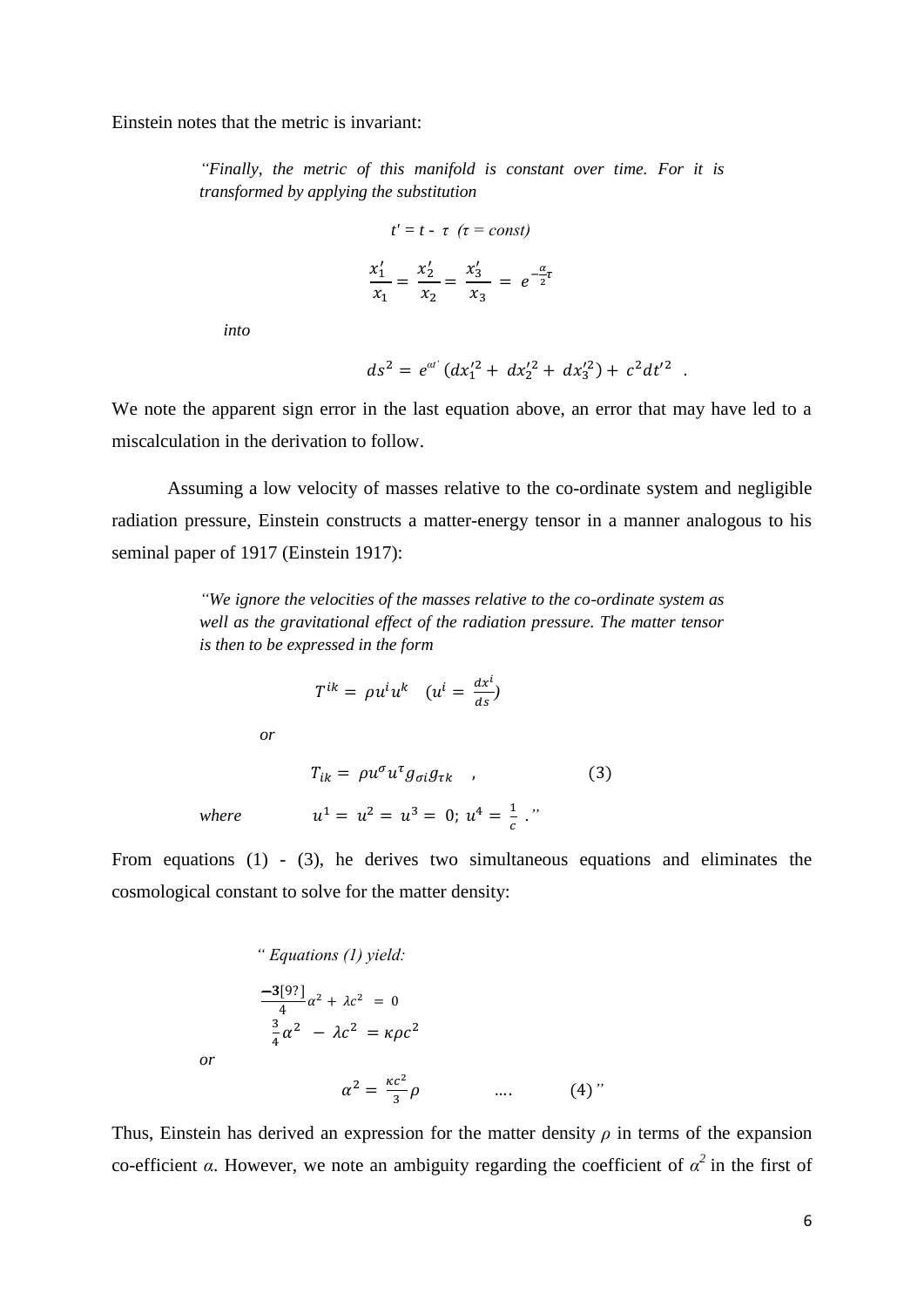Einstein notes that the metric is invariant:

> *"Finally, the metric of this manifold is constant over time. For it is transformed by applying the substitution*
>
> $$t' = t - \tau \ \ (\tau = const)$$
>
> $$\frac{x_1'}{x_1} = \frac{x_2'}{x_2} = \frac{x_3'}{x_3} = e^{-\frac{\alpha}{2}\tau}$$
>
> *into*
>
> $$ds^2 = e^{\alpha t'}\left(dx_1'^2 + dx_2'^2 + dx_3'^2\right) + c^2 dt'^2 \ \ .$$

We note the apparent sign error in the last equation above, an error that may have led to a miscalculation in the derivation to follow.

Assuming a low velocity of masses relative to the co-ordinate system and negligible radiation pressure, Einstein constructs a matter-energy tensor in a manner analogous to his seminal paper of 1917 (Einstein 1917):

> *"We ignore the velocities of the masses relative to the co-ordinate system as well as the gravitational effect of the radiation pressure. The matter tensor is then to be expressed in the form*
>
> $$T^{ik} = \rho u^i u^k \quad \left(u^i = \frac{dx^i}{ds}\right)$$
>
> *or*
>
> $$T_{ik} = \rho u^\sigma u^\tau g_{\sigma i} g_{\tau k} \quad , \qquad\qquad (3)$$
>
> *where* $\quad u^1 = u^2 = u^3 = 0; \ u^4 = \frac{1}{c}$ *."*

From equations (1) - (3), he derives two simultaneous equations and eliminates the cosmological constant to solve for the matter density:

> *" Equations (1) yield:*
>
> $$\frac{-\mathbf{3}[9?]}{4}\alpha^2 + \lambda c^2 = 0$$
>
> $$\frac{3}{4}\alpha^2 - \lambda c^2 = \kappa \rho c^2$$
>
> *or*
>
> $$\alpha^2 = \frac{\kappa c^2}{3}\rho \qquad \ldots. \qquad (4)\text{"}$$

Thus, Einstein has derived an expression for the matter density $\rho$ in terms of the expansion co-efficient $\alpha$. However, we note an ambiguity regarding the coefficient of $\alpha^2$ in the first of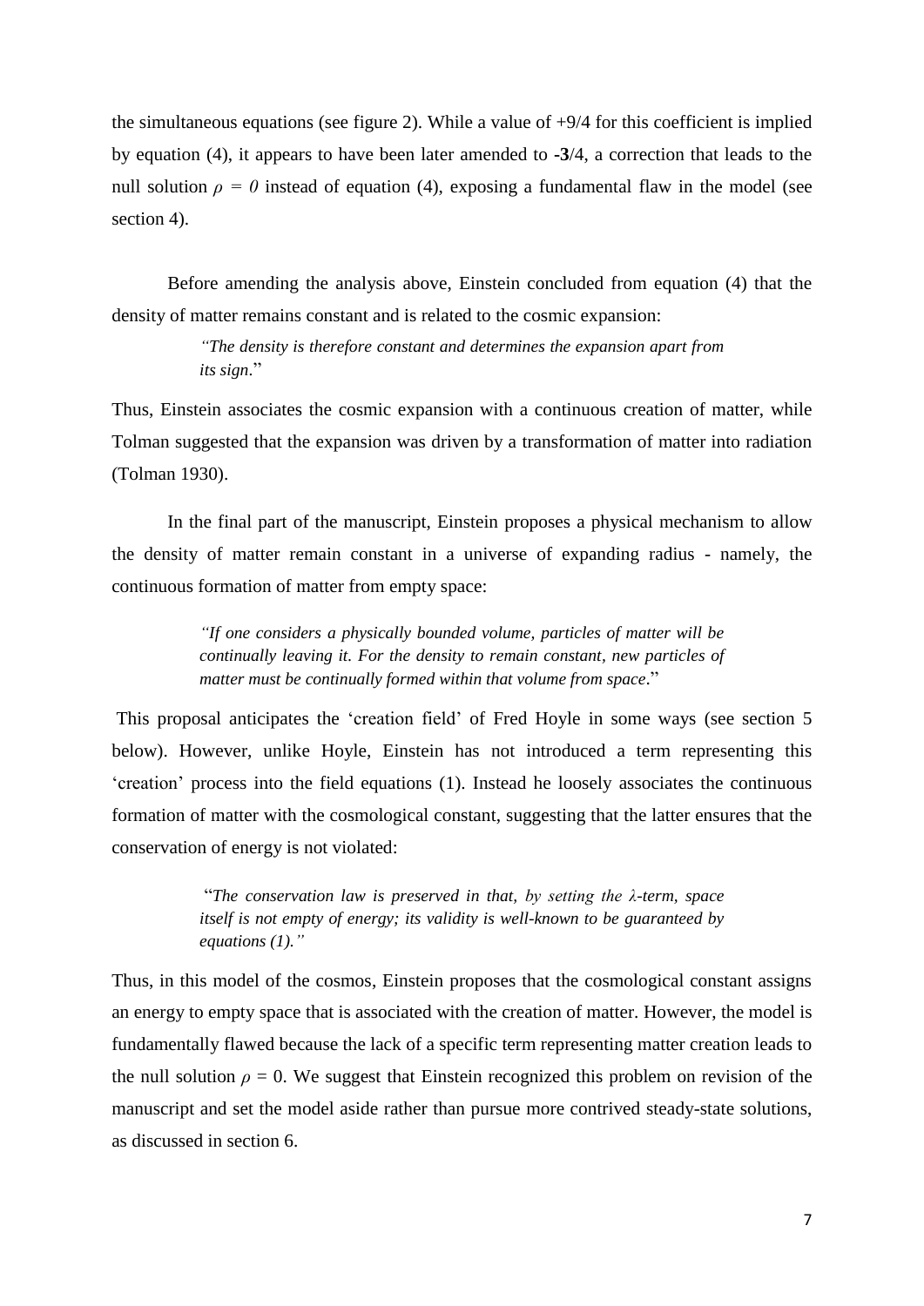the simultaneous equations (see figure 2). While a value of +9/4 for this coefficient is implied by equation (4), it appears to have been later amended to **-3**/4, a correction that leads to the null solution $\rho = 0$ instead of equation (4), exposing a fundamental flaw in the model (see section 4).

Before amending the analysis above, Einstein concluded from equation (4) that the density of matter remains constant and is related to the cosmic expansion:

> *"The density is therefore constant and determines the expansion apart from its sign*."

Thus, Einstein associates the cosmic expansion with a continuous creation of matter, while Tolman suggested that the expansion was driven by a transformation of matter into radiation (Tolman 1930).

In the final part of the manuscript, Einstein proposes a physical mechanism to allow the density of matter remain constant in a universe of expanding radius - namely, the continuous formation of matter from empty space:

> *"If one considers a physically bounded volume, particles of matter will be continually leaving it. For the density to remain constant, new particles of matter must be continually formed within that volume from space*."

This proposal anticipates the 'creation field' of Fred Hoyle in some ways (see section 5 below). However, unlike Hoyle, Einstein has not introduced a term representing this 'creation' process into the field equations (1). Instead he loosely associates the continuous formation of matter with the cosmological constant, suggesting that the latter ensures that the conservation of energy is not violated:

> "*The conservation law is preserved in that, by setting the λ-term, space itself is not empty of energy; its validity is well-known to be guaranteed by equations (1)."*

Thus, in this model of the cosmos, Einstein proposes that the cosmological constant assigns an energy to empty space that is associated with the creation of matter. However, the model is fundamentally flawed because the lack of a specific term representing matter creation leads to the null solution $\rho = 0$. We suggest that Einstein recognized this problem on revision of the manuscript and set the model aside rather than pursue more contrived steady-state solutions, as discussed in section 6.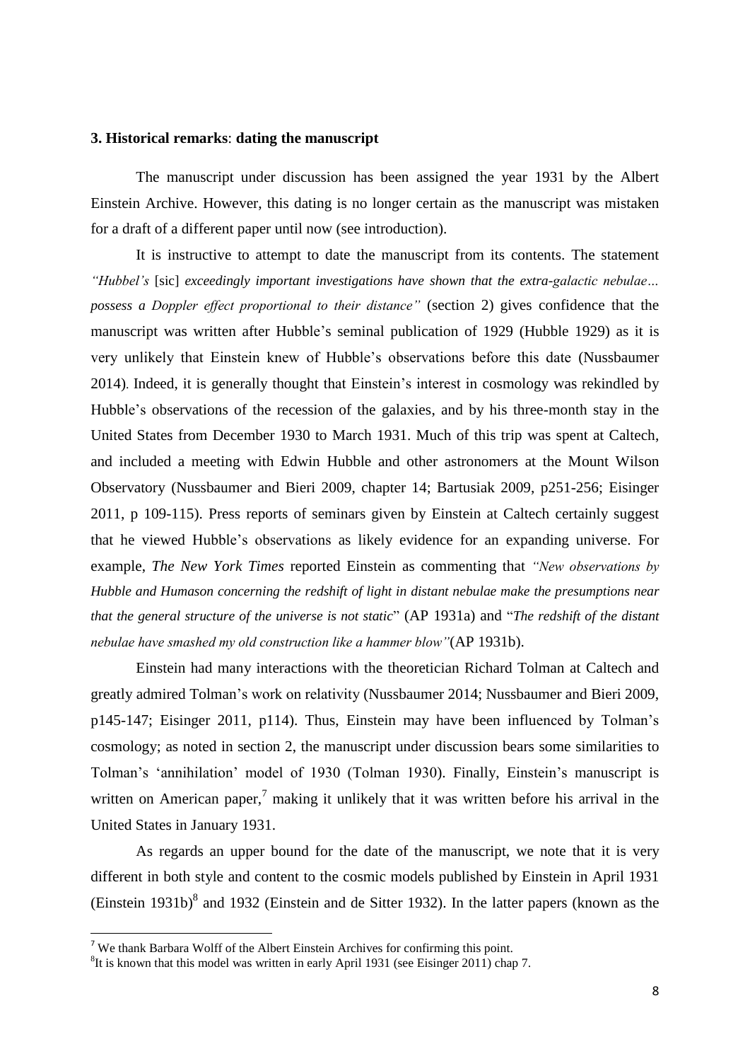### 3. Historical remarks: dating the manuscript

The manuscript under discussion has been assigned the year 1931 by the Albert Einstein Archive. However, this dating is no longer certain as the manuscript was mistaken for a draft of a different paper until now (see introduction).

It is instructive to attempt to date the manuscript from its contents. The statement *"Hubbel's* [sic] *exceedingly important investigations have shown that the extra-galactic nebulae… possess a Doppler effect proportional to their distance"* (section 2) gives confidence that the manuscript was written after Hubble's seminal publication of 1929 (Hubble 1929) as it is very unlikely that Einstein knew of Hubble's observations before this date (Nussbaumer 2014). Indeed, it is generally thought that Einstein's interest in cosmology was rekindled by Hubble's observations of the recession of the galaxies, and by his three-month stay in the United States from December 1930 to March 1931. Much of this trip was spent at Caltech, and included a meeting with Edwin Hubble and other astronomers at the Mount Wilson Observatory (Nussbaumer and Bieri 2009, chapter 14; Bartusiak 2009, p251-256; Eisinger 2011, p 109-115). Press reports of seminars given by Einstein at Caltech certainly suggest that he viewed Hubble's observations as likely evidence for an expanding universe. For example, *The New York Times* reported Einstein as commenting that *"New observations by Hubble and Humason concerning the redshift of light in distant nebulae make the presumptions near that the general structure of the universe is not static*" (AP 1931a) and "*The redshift of the distant nebulae have smashed my old construction like a hammer blow"*(AP 1931b).

Einstein had many interactions with the theoretician Richard Tolman at Caltech and greatly admired Tolman's work on relativity (Nussbaumer 2014; Nussbaumer and Bieri 2009, p145-147; Eisinger 2011, p114). Thus, Einstein may have been influenced by Tolman's cosmology; as noted in section 2, the manuscript under discussion bears some similarities to Tolman's 'annihilation' model of 1930 (Tolman 1930). Finally, Einstein's manuscript is written on American paper,[7] making it unlikely that it was written before his arrival in the United States in January 1931.

As regards an upper bound for the date of the manuscript, we note that it is very different in both style and content to the cosmic models published by Einstein in April 1931 (Einstein 1931b)[8] and 1932 (Einstein and de Sitter 1932). In the latter papers (known as the

---

[7] We thank Barbara Wolff of the Albert Einstein Archives for confirming this point.

[8] It is known that this model was written in early April 1931 (see Eisinger 2011) chap 7.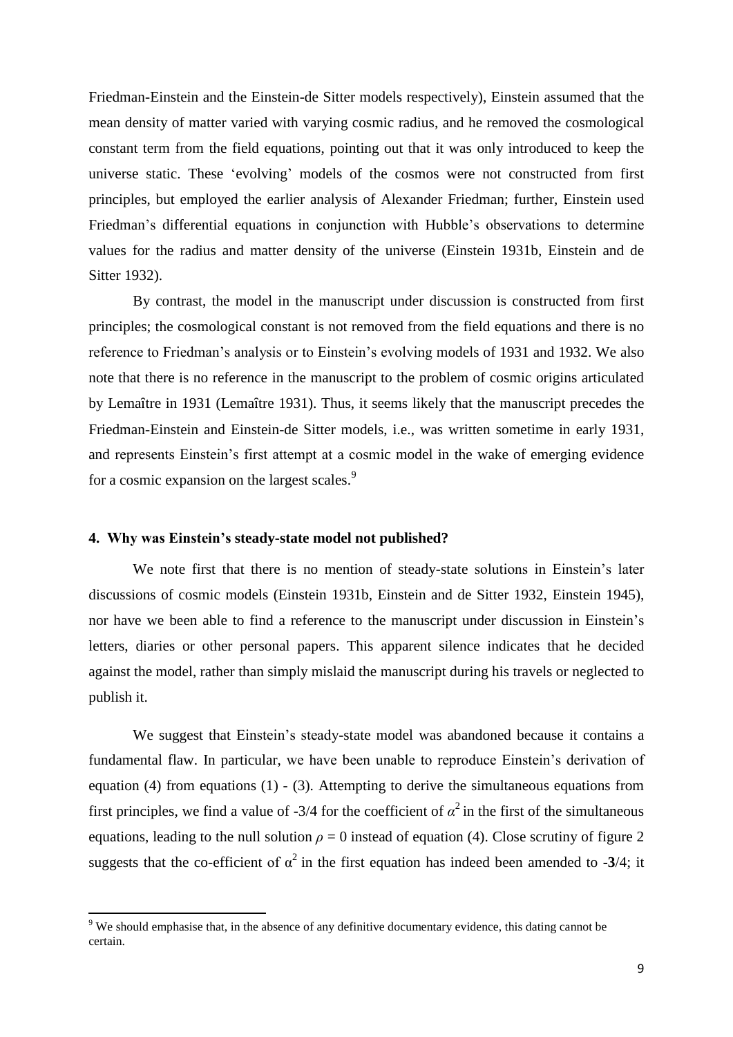Friedman-Einstein and the Einstein-de Sitter models respectively), Einstein assumed that the mean density of matter varied with varying cosmic radius, and he removed the cosmological constant term from the field equations, pointing out that it was only introduced to keep the universe static. These 'evolving' models of the cosmos were not constructed from first principles, but employed the earlier analysis of Alexander Friedman; further, Einstein used Friedman's differential equations in conjunction with Hubble's observations to determine values for the radius and matter density of the universe (Einstein 1931b, Einstein and de Sitter 1932).

By contrast, the model in the manuscript under discussion is constructed from first principles; the cosmological constant is not removed from the field equations and there is no reference to Friedman's analysis or to Einstein's evolving models of 1931 and 1932. We also note that there is no reference in the manuscript to the problem of cosmic origins articulated by Lemaître in 1931 (Lemaître 1931). Thus, it seems likely that the manuscript precedes the Friedman-Einstein and Einstein-de Sitter models, i.e., was written sometime in early 1931, and represents Einstein's first attempt at a cosmic model in the wake of emerging evidence for a cosmic expansion on the largest scales.[9]

### 4. Why was Einstein's steady-state model not published?

We note first that there is no mention of steady-state solutions in Einstein's later discussions of cosmic models (Einstein 1931b, Einstein and de Sitter 1932, Einstein 1945), nor have we been able to find a reference to the manuscript under discussion in Einstein's letters, diaries or other personal papers. This apparent silence indicates that he decided against the model, rather than simply mislaid the manuscript during his travels or neglected to publish it.

We suggest that Einstein's steady-state model was abandoned because it contains a fundamental flaw. In particular, we have been unable to reproduce Einstein's derivation of equation (4) from equations (1) - (3). Attempting to derive the simultaneous equations from first principles, we find a value of -3/4 for the coefficient of $\alpha^2$ in the first of the simultaneous equations, leading to the null solution $\rho = 0$ instead of equation (4). Close scrutiny of figure 2 suggests that the co-efficient of $\alpha^2$ in the first equation has indeed been amended to **-3**/4; it

[9] We should emphasise that, in the absence of any definitive documentary evidence, this dating cannot be certain.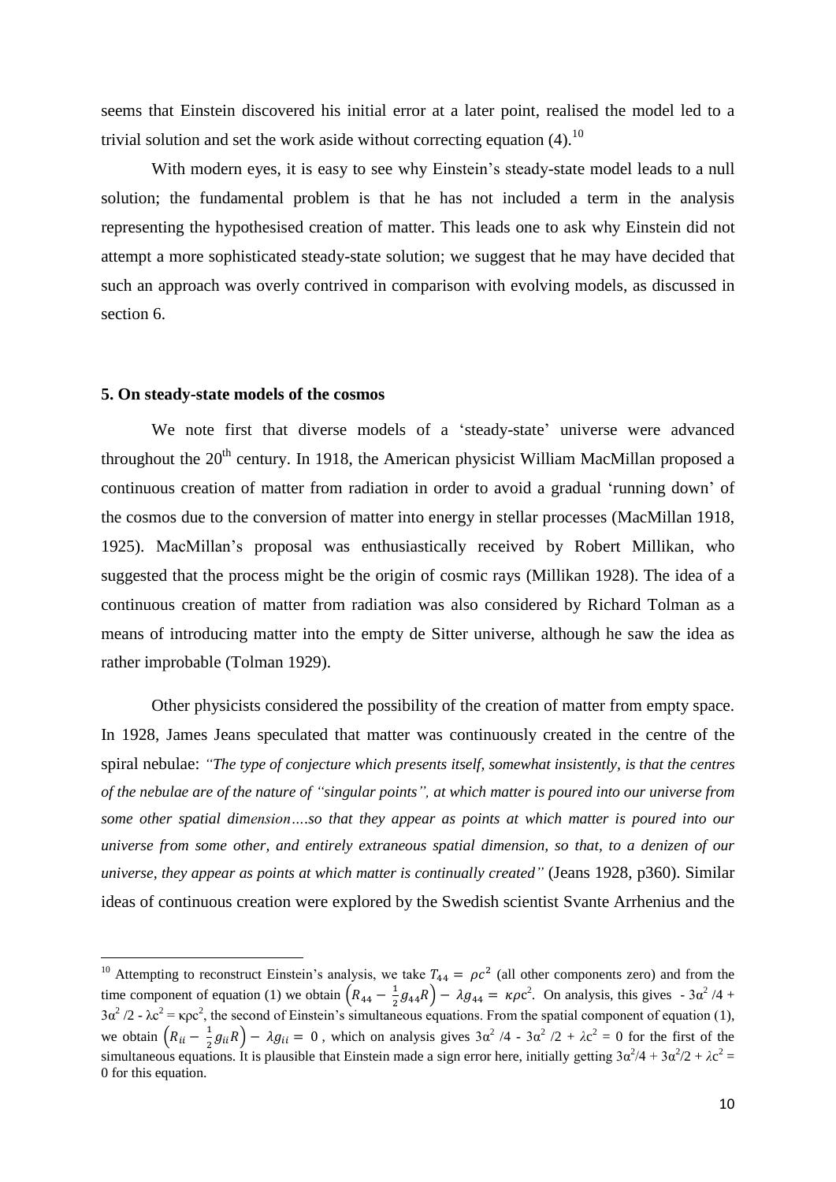seems that Einstein discovered his initial error at a later point, realised the model led to a trivial solution and set the work aside without correcting equation (4).[10]

With modern eyes, it is easy to see why Einstein's steady-state model leads to a null solution; the fundamental problem is that he has not included a term in the analysis representing the hypothesised creation of matter. This leads one to ask why Einstein did not attempt a more sophisticated steady-state solution; we suggest that he may have decided that such an approach was overly contrived in comparison with evolving models, as discussed in section 6.

### 5. On steady-state models of the cosmos

We note first that diverse models of a 'steady-state' universe were advanced throughout the 20th century. In 1918, the American physicist William MacMillan proposed a continuous creation of matter from radiation in order to avoid a gradual 'running down' of the cosmos due to the conversion of matter into energy in stellar processes (MacMillan 1918, 1925). MacMillan's proposal was enthusiastically received by Robert Millikan, who suggested that the process might be the origin of cosmic rays (Millikan 1928). The idea of a continuous creation of matter from radiation was also considered by Richard Tolman as a means of introducing matter into the empty de Sitter universe, although he saw the idea as rather improbable (Tolman 1929).

Other physicists considered the possibility of the creation of matter from empty space. In 1928, James Jeans speculated that matter was continuously created in the centre of the spiral nebulae: *"The type of conjecture which presents itself, somewhat insistently, is that the centres of the nebulae are of the nature of "singular points", at which matter is poured into our universe from some other spatial dimension….so that they appear as points at which matter is poured into our universe from some other, and entirely extraneous spatial dimension, so that, to a denizen of our universe, they appear as points at which matter is continually created"* (Jeans 1928, p360). Similar ideas of continuous creation were explored by the Swedish scientist Svante Arrhenius and the

---

[10] Attempting to reconstruct Einstein's analysis, we take $T_{44} = \rho c^2$ (all other components zero) and from the time component of equation (1) we obtain $\left(R_{44} - \frac{1}{2}g_{44}R\right) - \lambda g_{44} = \kappa\rho c^2$. On analysis, this gives $-3\alpha^2/4 + 3\alpha^2/2 - \lambda c^2 = \kappa\rho c^2$, the second of Einstein's simultaneous equations. From the spatial component of equation (1), we obtain $\left(R_{ii} - \frac{1}{2}g_{ii}R\right) - \lambda g_{ii} = 0$, which on analysis gives $3\alpha^2/4 - 3\alpha^2/2 + \lambda c^2 = 0$ for the first of the simultaneous equations. It is plausible that Einstein made a sign error here, initially getting $3\alpha^2/4 + 3\alpha^2/2 + \lambda c^2 = 0$ for this equation.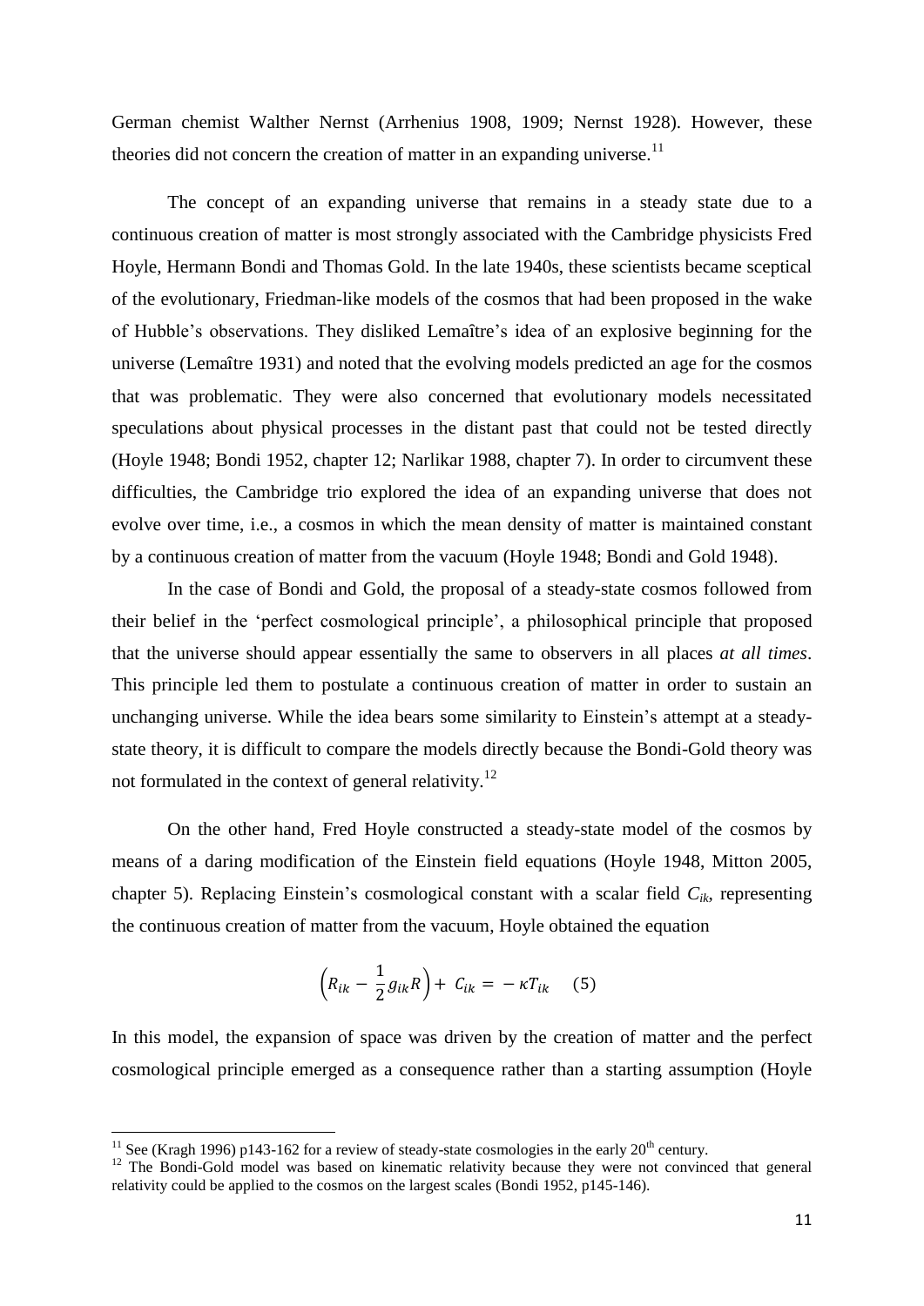German chemist Walther Nernst (Arrhenius 1908, 1909; Nernst 1928). However, these theories did not concern the creation of matter in an expanding universe.[11]

The concept of an expanding universe that remains in a steady state due to a continuous creation of matter is most strongly associated with the Cambridge physicists Fred Hoyle, Hermann Bondi and Thomas Gold. In the late 1940s, these scientists became sceptical of the evolutionary, Friedman-like models of the cosmos that had been proposed in the wake of Hubble's observations. They disliked Lemaître's idea of an explosive beginning for the universe (Lemaître 1931) and noted that the evolving models predicted an age for the cosmos that was problematic. They were also concerned that evolutionary models necessitated speculations about physical processes in the distant past that could not be tested directly (Hoyle 1948; Bondi 1952, chapter 12; Narlikar 1988, chapter 7). In order to circumvent these difficulties, the Cambridge trio explored the idea of an expanding universe that does not evolve over time, i.e., a cosmos in which the mean density of matter is maintained constant by a continuous creation of matter from the vacuum (Hoyle 1948; Bondi and Gold 1948).

In the case of Bondi and Gold, the proposal of a steady-state cosmos followed from their belief in the 'perfect cosmological principle', a philosophical principle that proposed that the universe should appear essentially the same to observers in all places *at all times*. This principle led them to postulate a continuous creation of matter in order to sustain an unchanging universe. While the idea bears some similarity to Einstein's attempt at a steady-state theory, it is difficult to compare the models directly because the Bondi-Gold theory was not formulated in the context of general relativity.[12]

On the other hand, Fred Hoyle constructed a steady-state model of the cosmos by means of a daring modification of the Einstein field equations (Hoyle 1948, Mitton 2005, chapter 5). Replacing Einstein's cosmological constant with a scalar field $C_{ik}$, representing the continuous creation of matter from the vacuum, Hoyle obtained the equation

$$\left(R_{ik} - \frac{1}{2}g_{ik}R\right) + C_{ik} = -\kappa T_{ik} \quad (5)$$

In this model, the expansion of space was driven by the creation of matter and the perfect cosmological principle emerged as a consequence rather than a starting assumption (Hoyle

---

[11] See (Kragh 1996) p143-162 for a review of steady-state cosmologies in the early 20th century.

[12] The Bondi-Gold model was based on kinematic relativity because they were not convinced that general relativity could be applied to the cosmos on the largest scales (Bondi 1952, p145-146).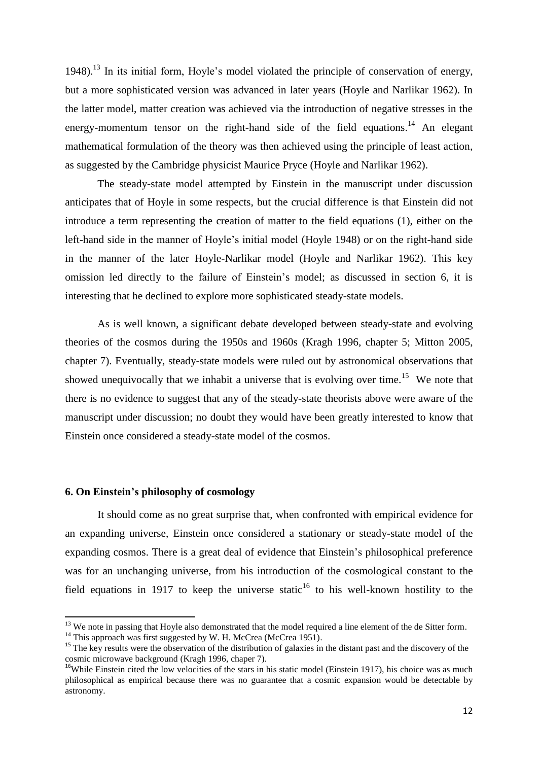1948).[13] In its initial form, Hoyle's model violated the principle of conservation of energy, but a more sophisticated version was advanced in later years (Hoyle and Narlikar 1962). In the latter model, matter creation was achieved via the introduction of negative stresses in the energy-momentum tensor on the right-hand side of the field equations.[14] An elegant mathematical formulation of the theory was then achieved using the principle of least action, as suggested by the Cambridge physicist Maurice Pryce (Hoyle and Narlikar 1962).

The steady-state model attempted by Einstein in the manuscript under discussion anticipates that of Hoyle in some respects, but the crucial difference is that Einstein did not introduce a term representing the creation of matter to the field equations (1), either on the left-hand side in the manner of Hoyle's initial model (Hoyle 1948) or on the right-hand side in the manner of the later Hoyle-Narlikar model (Hoyle and Narlikar 1962). This key omission led directly to the failure of Einstein's model; as discussed in section 6, it is interesting that he declined to explore more sophisticated steady-state models.

As is well known, a significant debate developed between steady-state and evolving theories of the cosmos during the 1950s and 1960s (Kragh 1996, chapter 5; Mitton 2005, chapter 7). Eventually, steady-state models were ruled out by astronomical observations that showed unequivocally that we inhabit a universe that is evolving over time.[15] We note that there is no evidence to suggest that any of the steady-state theorists above were aware of the manuscript under discussion; no doubt they would have been greatly interested to know that Einstein once considered a steady-state model of the cosmos.

### 6. On Einstein's philosophy of cosmology

It should come as no great surprise that, when confronted with empirical evidence for an expanding universe, Einstein once considered a stationary or steady-state model of the expanding cosmos. There is a great deal of evidence that Einstein's philosophical preference was for an unchanging universe, from his introduction of the cosmological constant to the field equations in 1917 to keep the universe static[16] to his well-known hostility to the

---

[13] We note in passing that Hoyle also demonstrated that the model required a line element of the de Sitter form.

[14] This approach was first suggested by W. H. McCrea (McCrea 1951).

[15] The key results were the observation of the distribution of galaxies in the distant past and the discovery of the cosmic microwave background (Kragh 1996, chaper 7).

[16] While Einstein cited the low velocities of the stars in his static model (Einstein 1917), his choice was as much philosophical as empirical because there was no guarantee that a cosmic expansion would be detectable by astronomy.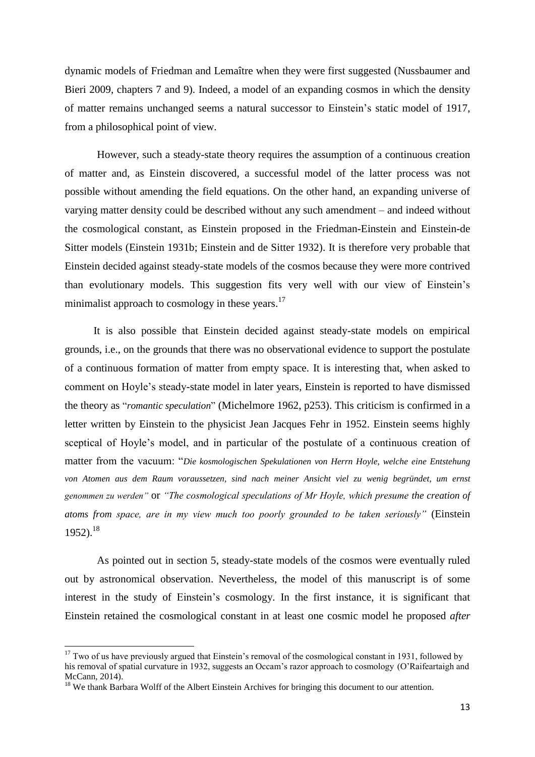dynamic models of Friedman and Lemaître when they were first suggested (Nussbaumer and Bieri 2009, chapters 7 and 9). Indeed, a model of an expanding cosmos in which the density of matter remains unchanged seems a natural successor to Einstein's static model of 1917, from a philosophical point of view.

However, such a steady-state theory requires the assumption of a continuous creation of matter and, as Einstein discovered, a successful model of the latter process was not possible without amending the field equations. On the other hand, an expanding universe of varying matter density could be described without any such amendment – and indeed without the cosmological constant, as Einstein proposed in the Friedman-Einstein and Einstein-de Sitter models (Einstein 1931b; Einstein and de Sitter 1932). It is therefore very probable that Einstein decided against steady-state models of the cosmos because they were more contrived than evolutionary models. This suggestion fits very well with our view of Einstein's minimalist approach to cosmology in these years.[17]

It is also possible that Einstein decided against steady-state models on empirical grounds, i.e., on the grounds that there was no observational evidence to support the postulate of a continuous formation of matter from empty space. It is interesting that, when asked to comment on Hoyle's steady-state model in later years, Einstein is reported to have dismissed the theory as "*romantic speculation*" (Michelmore 1962, p253). This criticism is confirmed in a letter written by Einstein to the physicist Jean Jacques Fehr in 1952. Einstein seems highly sceptical of Hoyle's model, and in particular of the postulate of a continuous creation of matter from the vacuum: "*Die kosmologischen Spekulationen von Herrn Hoyle, welche eine Entstehung von Atomen aus dem Raum voraussetzen, sind nach meiner Ansicht viel zu wenig begründet, um ernst genommen zu werden"* or *"The cosmological speculations of Mr Hoyle, which presume the creation of atoms from space, are in my view much too poorly grounded to be taken seriously"* (Einstein 1952).[18]

As pointed out in section 5, steady-state models of the cosmos were eventually ruled out by astronomical observation. Nevertheless, the model of this manuscript is of some interest in the study of Einstein's cosmology. In the first instance, it is significant that Einstein retained the cosmological constant in at least one cosmic model he proposed *after*

---

[17] Two of us have previously argued that Einstein's removal of the cosmological constant in 1931, followed by his removal of spatial curvature in 1932, suggests an Occam's razor approach to cosmology (O'Raifeartaigh and McCann, 2014).

[18] We thank Barbara Wolff of the Albert Einstein Archives for bringing this document to our attention.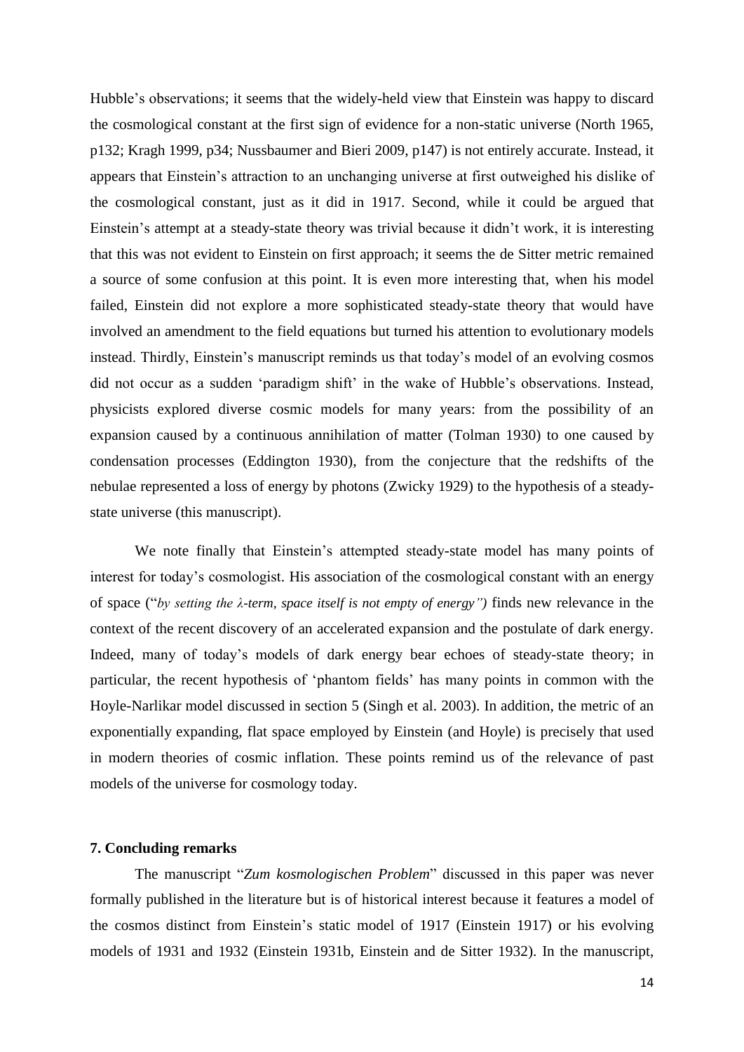Hubble's observations; it seems that the widely-held view that Einstein was happy to discard the cosmological constant at the first sign of evidence for a non-static universe (North 1965, p132; Kragh 1999, p34; Nussbaumer and Bieri 2009, p147) is not entirely accurate. Instead, it appears that Einstein's attraction to an unchanging universe at first outweighed his dislike of the cosmological constant, just as it did in 1917. Second, while it could be argued that Einstein's attempt at a steady-state theory was trivial because it didn't work, it is interesting that this was not evident to Einstein on first approach; it seems the de Sitter metric remained a source of some confusion at this point. It is even more interesting that, when his model failed, Einstein did not explore a more sophisticated steady-state theory that would have involved an amendment to the field equations but turned his attention to evolutionary models instead. Thirdly, Einstein's manuscript reminds us that today's model of an evolving cosmos did not occur as a sudden 'paradigm shift' in the wake of Hubble's observations. Instead, physicists explored diverse cosmic models for many years: from the possibility of an expansion caused by a continuous annihilation of matter (Tolman 1930) to one caused by condensation processes (Eddington 1930), from the conjecture that the redshifts of the nebulae represented a loss of energy by photons (Zwicky 1929) to the hypothesis of a steady-state universe (this manuscript).

We note finally that Einstein's attempted steady-state model has many points of interest for today's cosmologist. His association of the cosmological constant with an energy of space ("*by setting the λ-term, space itself is not empty of energy")* finds new relevance in the context of the recent discovery of an accelerated expansion and the postulate of dark energy. Indeed, many of today's models of dark energy bear echoes of steady-state theory; in particular, the recent hypothesis of 'phantom fields' has many points in common with the Hoyle-Narlikar model discussed in section 5 (Singh et al. 2003). In addition, the metric of an exponentially expanding, flat space employed by Einstein (and Hoyle) is precisely that used in modern theories of cosmic inflation. These points remind us of the relevance of past models of the universe for cosmology today.

### 7. Concluding remarks

The manuscript "*Zum kosmologischen Problem*" discussed in this paper was never formally published in the literature but is of historical interest because it features a model of the cosmos distinct from Einstein's static model of 1917 (Einstein 1917) or his evolving models of 1931 and 1932 (Einstein 1931b, Einstein and de Sitter 1932). In the manuscript,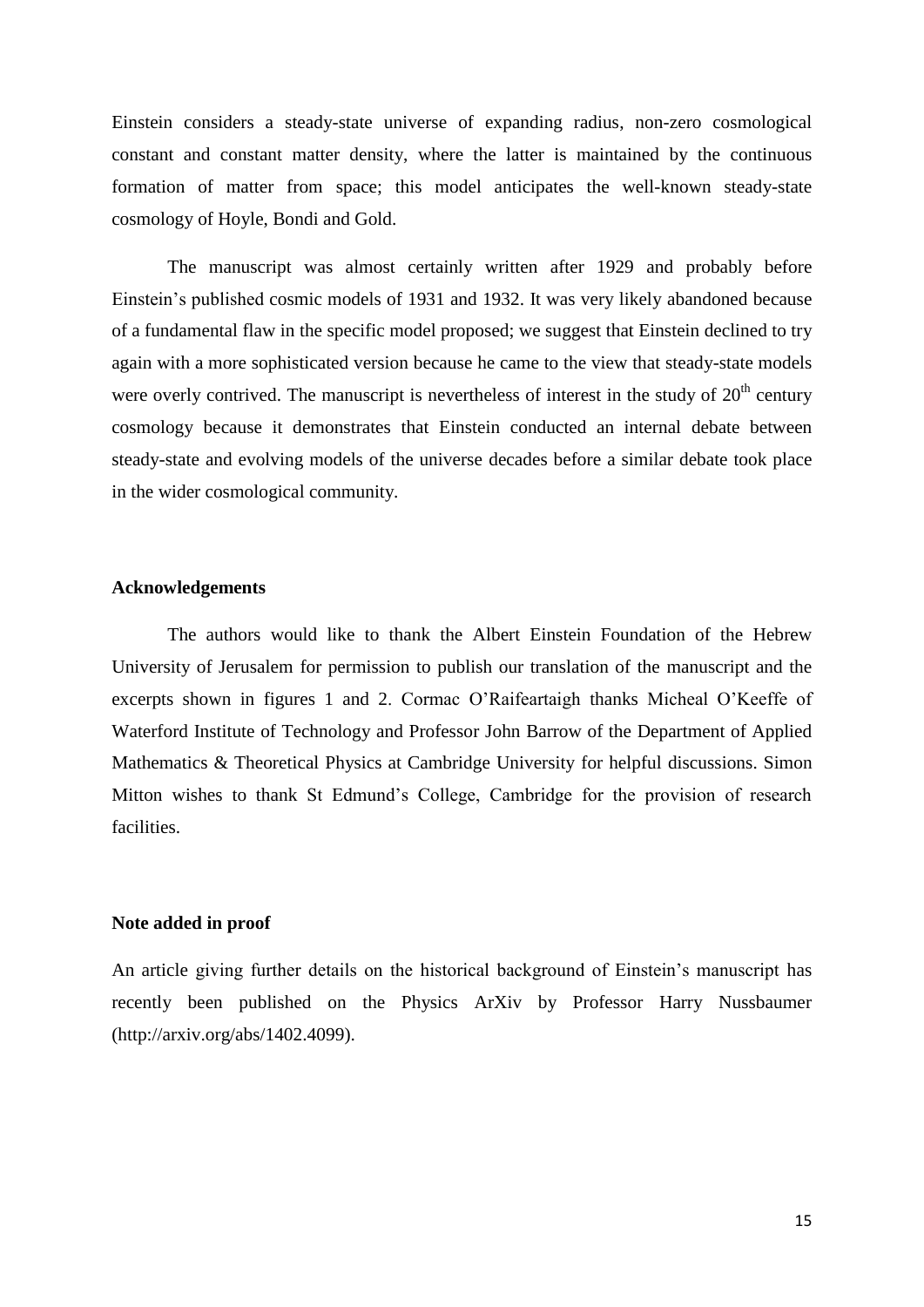Einstein considers a steady-state universe of expanding radius, non-zero cosmological constant and constant matter density, where the latter is maintained by the continuous formation of matter from space; this model anticipates the well-known steady-state cosmology of Hoyle, Bondi and Gold.

The manuscript was almost certainly written after 1929 and probably before Einstein's published cosmic models of 1931 and 1932. It was very likely abandoned because of a fundamental flaw in the specific model proposed; we suggest that Einstein declined to try again with a more sophisticated version because he came to the view that steady-state models were overly contrived. The manuscript is nevertheless of interest in the study of 20th century cosmology because it demonstrates that Einstein conducted an internal debate between steady-state and evolving models of the universe decades before a similar debate took place in the wider cosmological community.

**Acknowledgements**

The authors would like to thank the Albert Einstein Foundation of the Hebrew University of Jerusalem for permission to publish our translation of the manuscript and the excerpts shown in figures 1 and 2. Cormac O'Raifeartaigh thanks Micheal O'Keeffe of Waterford Institute of Technology and Professor John Barrow of the Department of Applied Mathematics & Theoretical Physics at Cambridge University for helpful discussions. Simon Mitton wishes to thank St Edmund's College, Cambridge for the provision of research facilities.

**Note added in proof**

An article giving further details on the historical background of Einstein's manuscript has recently been published on the Physics ArXiv by Professor Harry Nussbaumer (http://arxiv.org/abs/1402.4099).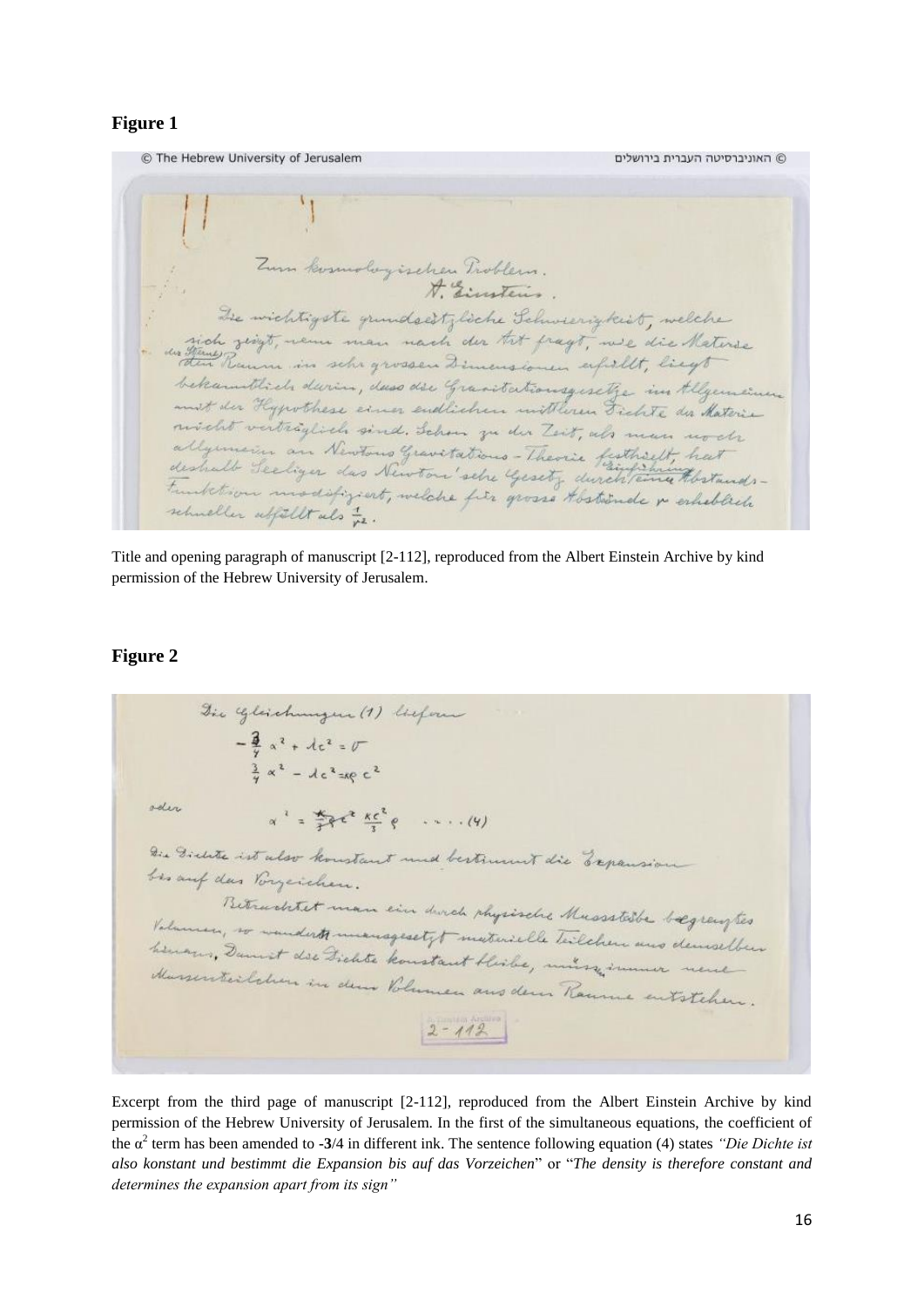## Figure 1

Title and opening paragraph of manuscript [2-112], reproduced from the Albert Einstein Archive by kind permission of the Hebrew University of Jerusalem.

## Figure 2

Excerpt from the third page of manuscript [2-112], reproduced from the Albert Einstein Archive by kind permission of the Hebrew University of Jerusalem. In the first of the simultaneous equations, the coefficient of the $\alpha^2$ term has been amended to **-3**/4 in different ink. The sentence following equation (4) states *"Die Dichte ist also konstant und bestimmt die Expansion bis auf das Vorzeichen*" or "*The density is therefore constant and determines the expansion apart from its sign"*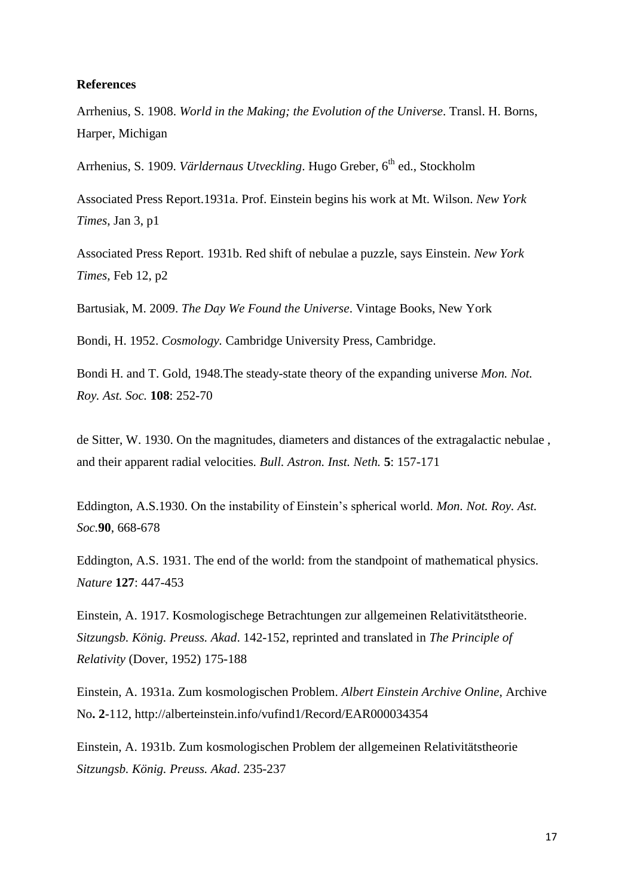**References**

Arrhenius, S. 1908. *World in the Making; the Evolution of the Universe*. Transl. H. Borns, Harper, Michigan

Arrhenius, S. 1909. *Världernaus Utveckling*. Hugo Greber, 6th ed., Stockholm

Associated Press Report.1931a. Prof. Einstein begins his work at Mt. Wilson. *New York Times*, Jan 3, p1

Associated Press Report. 1931b. Red shift of nebulae a puzzle, says Einstein. *New York Times*, Feb 12, p2

Bartusiak, M. 2009. *The Day We Found the Universe*. Vintage Books, New York

Bondi, H. 1952. *Cosmology.* Cambridge University Press, Cambridge.

Bondi H. and T. Gold, 1948.The steady-state theory of the expanding universe *Mon. Not. Roy. Ast. Soc.* **108**: 252-70

de Sitter, W. 1930. On the magnitudes, diameters and distances of the extragalactic nebulae , and their apparent radial velocities*. Bull. Astron. Inst. Neth.* **5**: 157-171

Eddington, A.S.1930. On the instability of Einstein's spherical world. *Mon. Not. Roy. Ast. Soc.***90**, 668-678

Eddington, A.S. 1931. The end of the world: from the standpoint of mathematical physics. *Nature* **127**: 447-453

Einstein, A. 1917. Kosmologischege Betrachtungen zur allgemeinen Relativitätstheorie. *Sitzungsb. König. Preuss. Akad*. 142-152, reprinted and translated in *The Principle of Relativity* (Dover, 1952) 175-188

Einstein, A. 1931a. Zum kosmologischen Problem. *Albert Einstein Archive Online*, Archive No**. 2**-112, http://alberteinstein.info/vufind1/Record/EAR000034354

Einstein, A. 1931b. Zum kosmologischen Problem der allgemeinen Relativitätstheorie *Sitzungsb. König. Preuss. Akad*. 235-237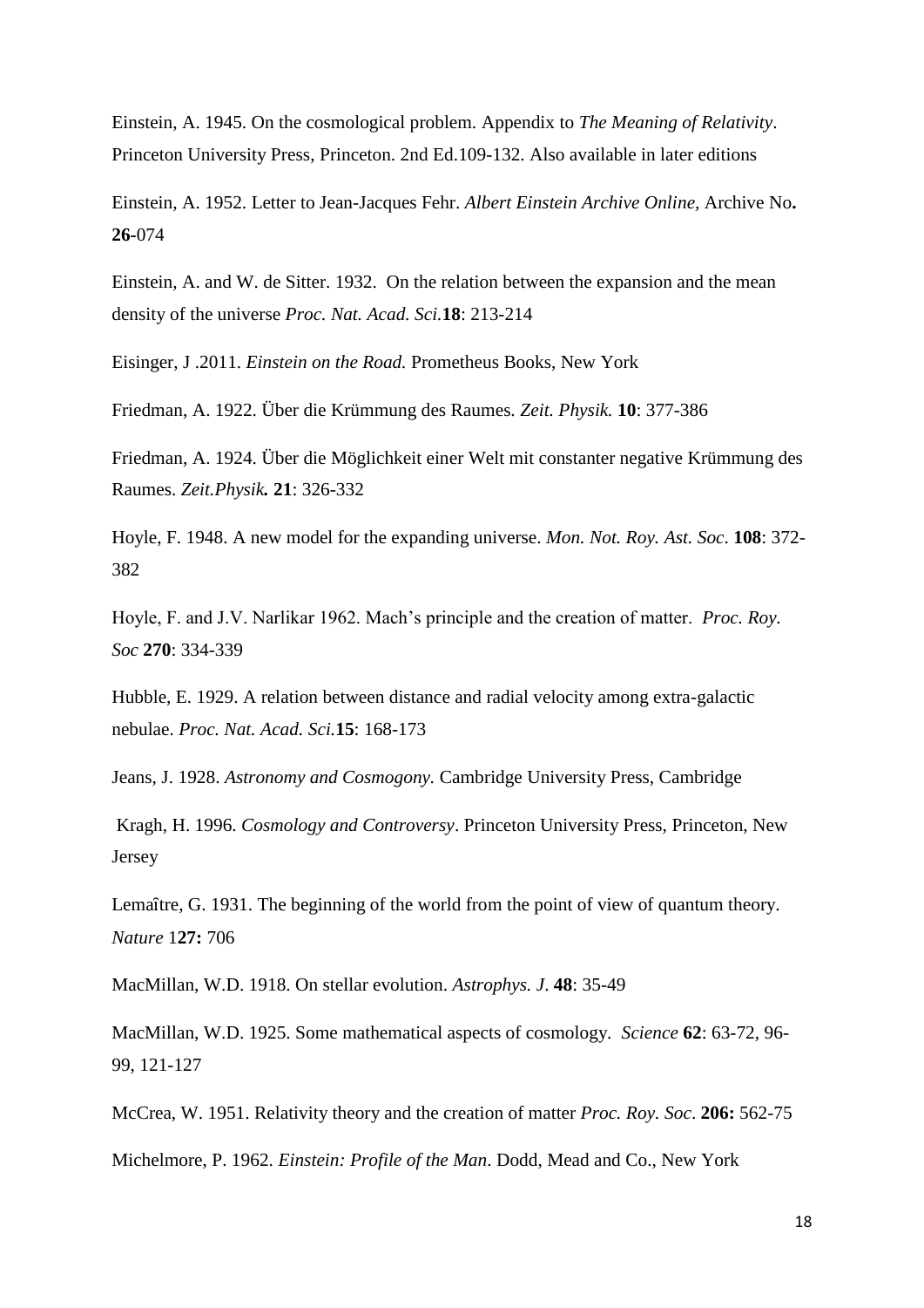Einstein, A. 1945. On the cosmological problem. Appendix to *The Meaning of Relativity*. Princeton University Press, Princeton. 2nd Ed.109-132. Also available in later editions

Einstein, A. 1952. Letter to Jean-Jacques Fehr. *Albert Einstein Archive Online,* Archive No**. 26-**074

Einstein, A. and W. de Sitter. 1932. On the relation between the expansion and the mean density of the universe *Proc. Nat. Acad. Sci.***18**: 213-214

Eisinger, J .2011. *Einstein on the Road.* Prometheus Books, New York

Friedman, A. 1922. Über die Krümmung des Raumes. *Zeit. Physik.* **10**: 377-386

Friedman, A. 1924. Über die Möglichkeit einer Welt mit constanter negative Krümmung des Raumes. *Zeit.Physik.* **21**: 326-332

Hoyle, F. 1948. A new model for the expanding universe. *Mon. Not. Roy. Ast. Soc*. **108**: 372-382

Hoyle, F. and J.V. Narlikar 1962. Mach's principle and the creation of matter. *Proc. Roy. Soc* **270**: 334-339

Hubble, E. 1929. A relation between distance and radial velocity among extra-galactic nebulae. *Proc. Nat. Acad. Sci.***15**: 168-173

Jeans, J. 1928. *Astronomy and Cosmogony.* Cambridge University Press, Cambridge

Kragh, H. 1996. *Cosmology and Controversy*. Princeton University Press, Princeton, New Jersey

Lemaître, G. 1931. The beginning of the world from the point of view of quantum theory. *Nature* 1**27:** 706

MacMillan, W.D. 1918. On stellar evolution. *Astrophys. J*. **48**: 35-49

MacMillan, W.D. 1925. Some mathematical aspects of cosmology. *Science* **62**: 63-72, 96-99, 121-127

McCrea, W. 1951. Relativity theory and the creation of matter *Proc. Roy. Soc*. **206:** 562-75

Michelmore, P. 1962. *Einstein: Profile of the Man*. Dodd, Mead and Co., New York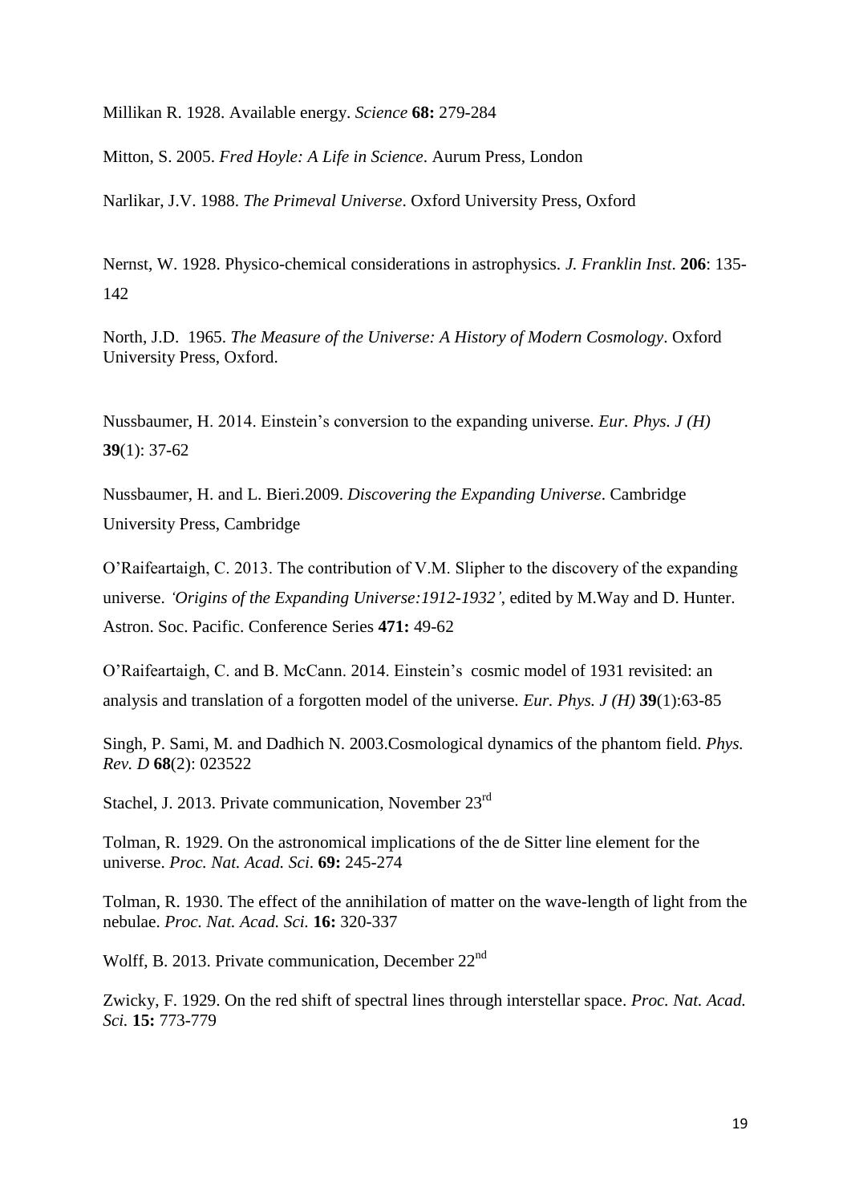Millikan R. 1928. Available energy. *Science* **68:** 279-284

Mitton, S. 2005. *Fred Hoyle: A Life in Science*. Aurum Press, London

Narlikar, J.V. 1988. *The Primeval Universe*. Oxford University Press, Oxford

Nernst, W. 1928. Physico-chemical considerations in astrophysics. *J. Franklin Inst*. **206**: 135-142

North, J.D. 1965. *The Measure of the Universe: A History of Modern Cosmology*. Oxford University Press, Oxford.

Nussbaumer, H. 2014. Einstein's conversion to the expanding universe. *Eur. Phys. J (H)* **39**(1): 37-62

Nussbaumer, H. and L. Bieri.2009. *Discovering the Expanding Universe*. Cambridge University Press, Cambridge

O'Raifeartaigh, C. 2013. The contribution of V.M. Slipher to the discovery of the expanding universe. *'Origins of the Expanding Universe:1912-1932'*, edited by M.Way and D. Hunter. Astron. Soc. Pacific. Conference Series **471:** 49-62

O'Raifeartaigh, C. and B. McCann. 2014. Einstein's cosmic model of 1931 revisited: an analysis and translation of a forgotten model of the universe. *Eur. Phys. J (H)* **39**(1):63-85

Singh, P. Sami, M. and Dadhich N. 2003.Cosmological dynamics of the phantom field. *Phys. Rev. D* **68**(2): 023522

Stachel, J. 2013. Private communication, November 23rd

Tolman, R. 1929. On the astronomical implications of the de Sitter line element for the universe. *Proc. Nat. Acad. Sci.* **69:** 245-274

Tolman, R. 1930. The effect of the annihilation of matter on the wave-length of light from the nebulae. *Proc. Nat. Acad. Sci.* **16:** 320-337

Wolff, B. 2013. Private communication, December 22nd

Zwicky, F. 1929. On the red shift of spectral lines through interstellar space. *Proc. Nat. Acad. Sci.* **15:** 773-779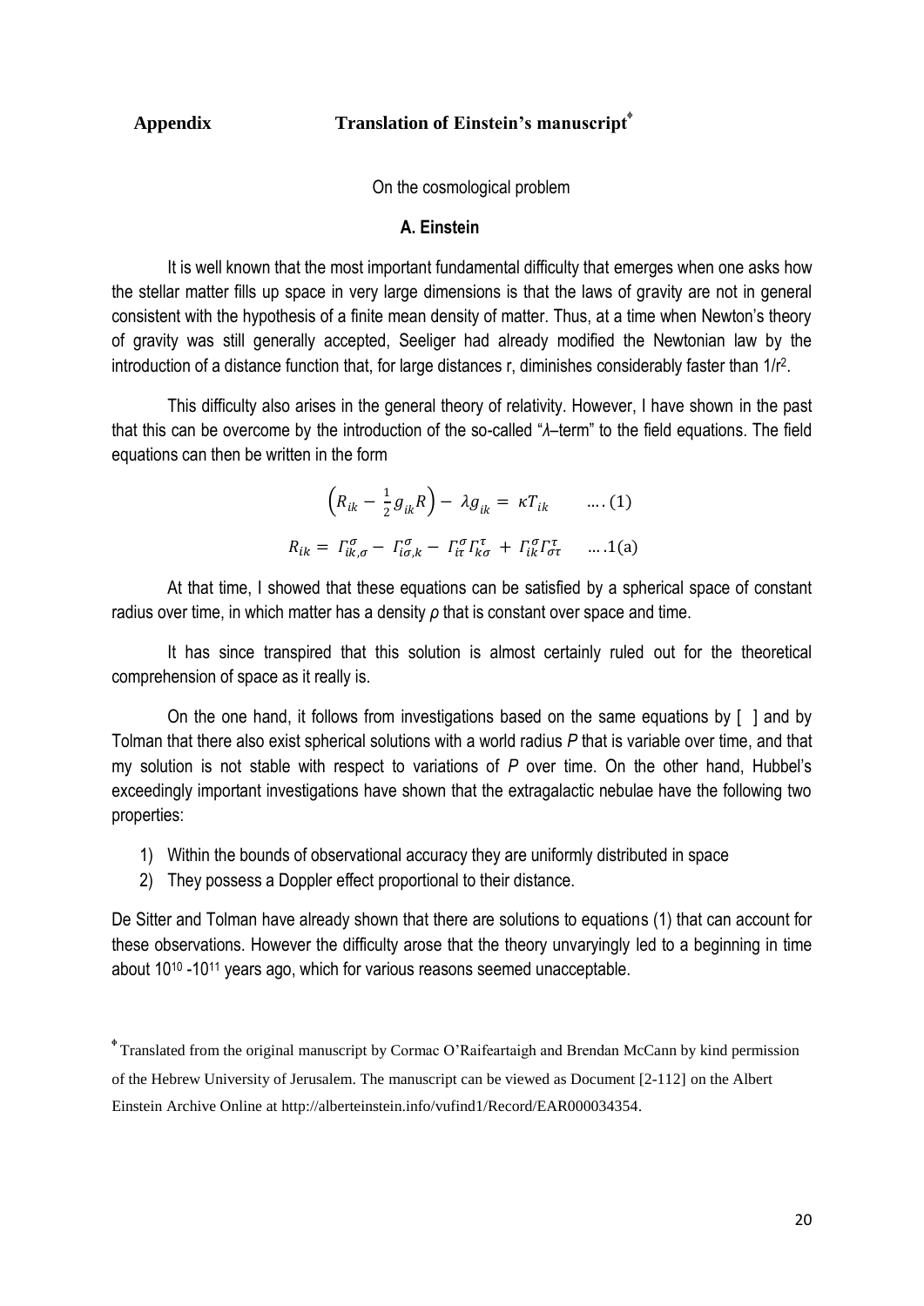## Appendix Translation of Einstein's manuscript[Φ]

On the cosmological problem

**A. Einstein**

It is well known that the most important fundamental difficulty that emerges when one asks how the stellar matter fills up space in very large dimensions is that the laws of gravity are not in general consistent with the hypothesis of a finite mean density of matter. Thus, at a time when Newton's theory of gravity was still generally accepted, Seeliger had already modified the Newtonian law by the introduction of a distance function that, for large distances r, diminishes considerably faster than $1/r^2$.

This difficulty also arises in the general theory of relativity. However, I have shown in the past that this can be overcome by the introduction of the so-called "$\lambda$–term" to the field equations. The field equations can then be written in the form

$$\left(R_{ik} - \tfrac{1}{2} g_{ik} R\right) - \lambda g_{ik} = \kappa T_{ik} \qquad \text{....} (1)$$

$$R_{ik} = \Gamma^{\sigma}_{ik,\sigma} - \Gamma^{\sigma}_{i\sigma,k} - \Gamma^{\sigma}_{i\tau}\Gamma^{\tau}_{k\sigma} + \Gamma^{\sigma}_{ik}\Gamma^{\tau}_{\sigma\tau} \qquad \text{....} 1(\text{a})$$

At that time, I showed that these equations can be satisfied by a spherical space of constant radius over time, in which matter has a density $\rho$ that is constant over space and time.

It has since transpired that this solution is almost certainly ruled out for the theoretical comprehension of space as it really is.

On the one hand, it follows from investigations based on the same equations by [ ] and by Tolman that there also exist spherical solutions with a world radius *P* that is variable over time, and that my solution is not stable with respect to variations of *P* over time. On the other hand, Hubbel's exceedingly important investigations have shown that the extragalactic nebulae have the following two properties:

1) Within the bounds of observational accuracy they are uniformly distributed in space
2) They possess a Doppler effect proportional to their distance.

De Sitter and Tolman have already shown that there are solutions to equations (1) that can account for these observations. However the difficulty arose that the theory unvaryingly led to a beginning in time about $10^{10}$ -$10^{11}$ years ago, which for various reasons seemed unacceptable.

[Φ] Translated from the original manuscript by Cormac O'Raifeartaigh and Brendan McCann by kind permission of the Hebrew University of Jerusalem. The manuscript can be viewed as Document [2-112] on the Albert Einstein Archive Online at http://alberteinstein.info/vufind1/Record/EAR000034354.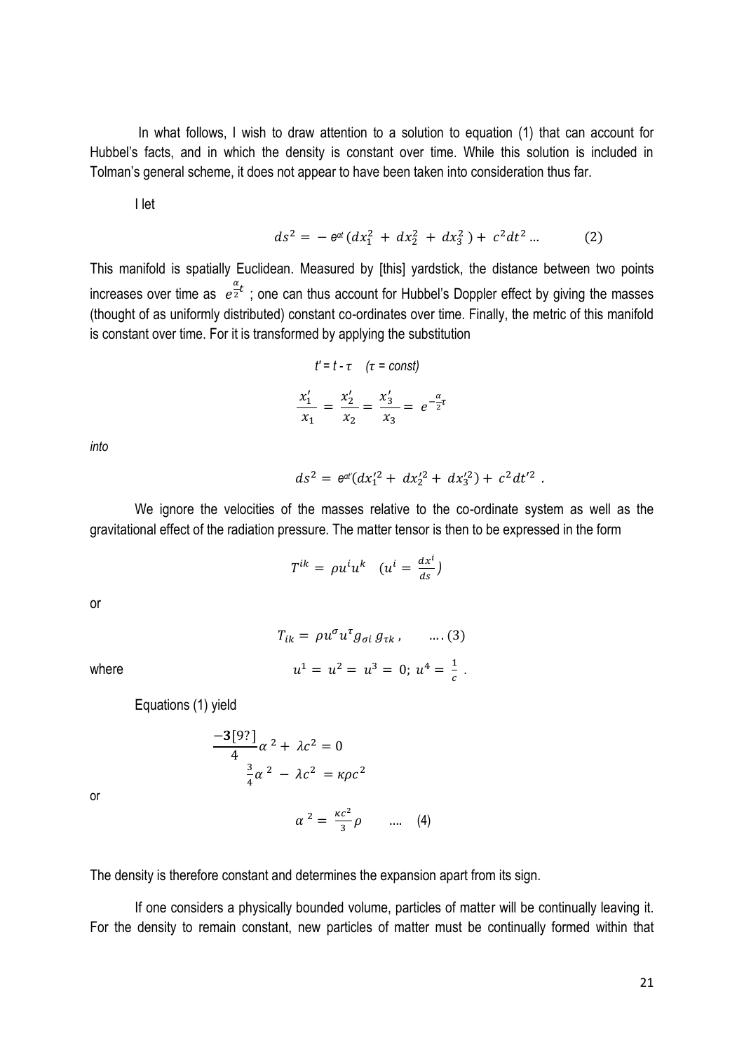In what follows, I wish to draw attention to a solution to equation (1) that can account for Hubbel's facts, and in which the density is constant over time. While this solution is included in Tolman's general scheme, it does not appear to have been taken into consideration thus far.

I let

$$ds^2 = -e^{\alpha t}(dx_1^2 + dx_2^2 + dx_3^2) + c^2dt^2 \ldots \qquad (2)$$

This manifold is spatially Euclidean. Measured by [this] yardstick, the distance between two points increases over time as $e^{\frac{\alpha}{2}t}$ ; one can thus account for Hubbel's Doppler effect by giving the masses (thought of as uniformly distributed) constant co-ordinates over time. Finally, the metric of this manifold is constant over time. For it is transformed by applying the substitution

$$t' = t - \tau \quad (\tau = const)$$

$$\frac{x_1'}{x_1} = \frac{x_2'}{x_2} = \frac{x_3'}{x_3} = e^{-\frac{\alpha}{2}\tau}$$

*into*

$$ds^2 = e^{\alpha t'}(dx_1'^2 + dx_2'^2 + dx_3'^2) + c^2dt'^2 \; .$$

We ignore the velocities of the masses relative to the co-ordinate system as well as the gravitational effect of the radiation pressure. The matter tensor is then to be expressed in the form

$$T^{ik} = \rho u^i u^k \quad (u^i = \frac{dx^i}{ds})$$

or

$$T_{ik} = \rho u^\sigma u^\tau g_{\sigma i}\, g_{\tau k}\,, \qquad \ldots (3)$$

where $$u^1 = u^2 = u^3 = 0;\; u^4 = \frac{1}{c}\,.$$

Equations (1) yield

$$\frac{-\mathbf{3}[9?]}{4}\alpha^2 + \lambda c^2 = 0$$

$$\frac{3}{4}\alpha^2 - \lambda c^2 = \kappa\rho c^2$$

or

$$\alpha^2 = \frac{\kappa c^2}{3}\rho \qquad \ldots \quad (4)$$

The density is therefore constant and determines the expansion apart from its sign.

If one considers a physically bounded volume, particles of matter will be continually leaving it. For the density to remain constant, new particles of matter must be continually formed within that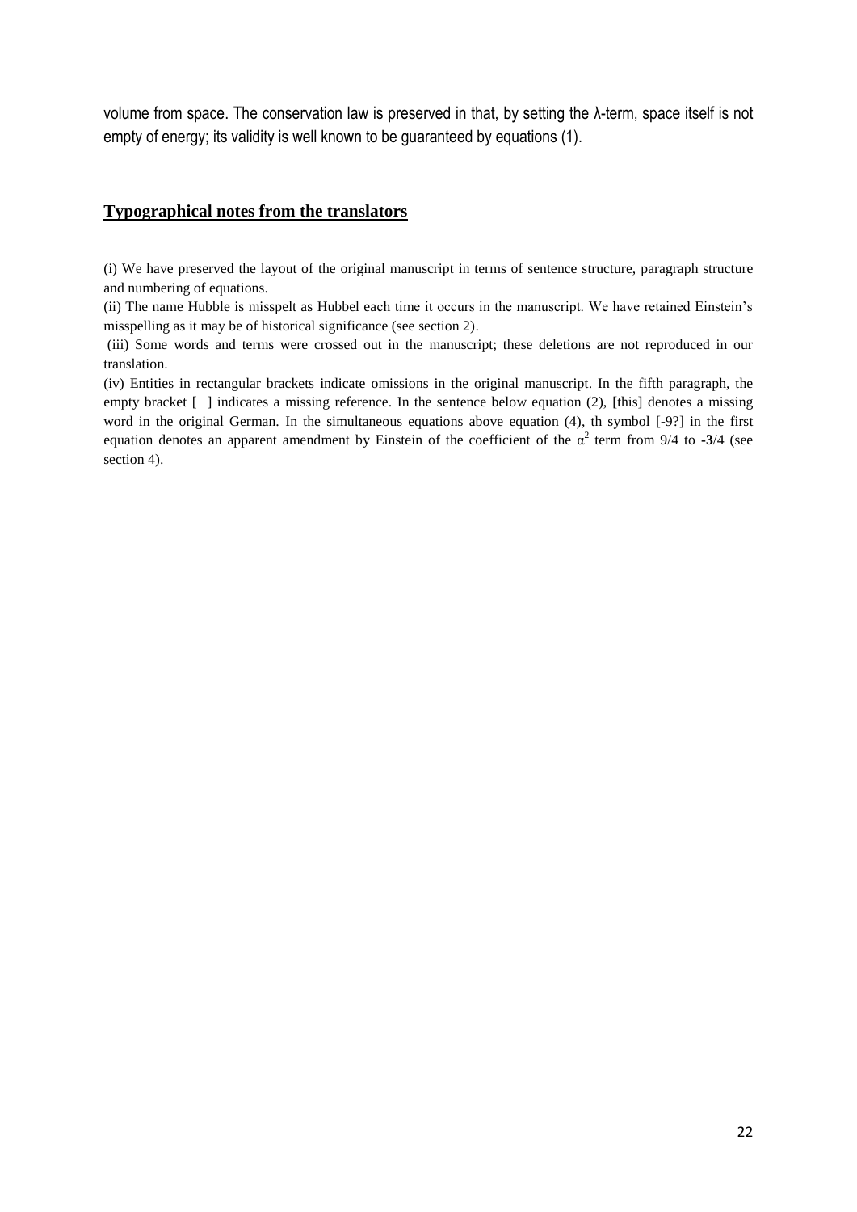volume from space. The conservation law is preserved in that, by setting the λ-term, space itself is not empty of energy; its validity is well known to be guaranteed by equations (1).

## Typographical notes from the translators

(i) We have preserved the layout of the original manuscript in terms of sentence structure, paragraph structure and numbering of equations.

(ii) The name Hubble is misspelt as Hubbel each time it occurs in the manuscript. We have retained Einstein's misspelling as it may be of historical significance (see section 2).

(iii) Some words and terms were crossed out in the manuscript; these deletions are not reproduced in our translation.

(iv) Entities in rectangular brackets indicate omissions in the original manuscript. In the fifth paragraph, the empty bracket [  ] indicates a missing reference. In the sentence below equation (2), [this] denotes a missing word in the original German. In the simultaneous equations above equation (4), th symbol [-9?] in the first equation denotes an apparent amendment by Einstein of the coefficient of the $\alpha^2$ term from 9/4 to **-3**/4 (see section 4).